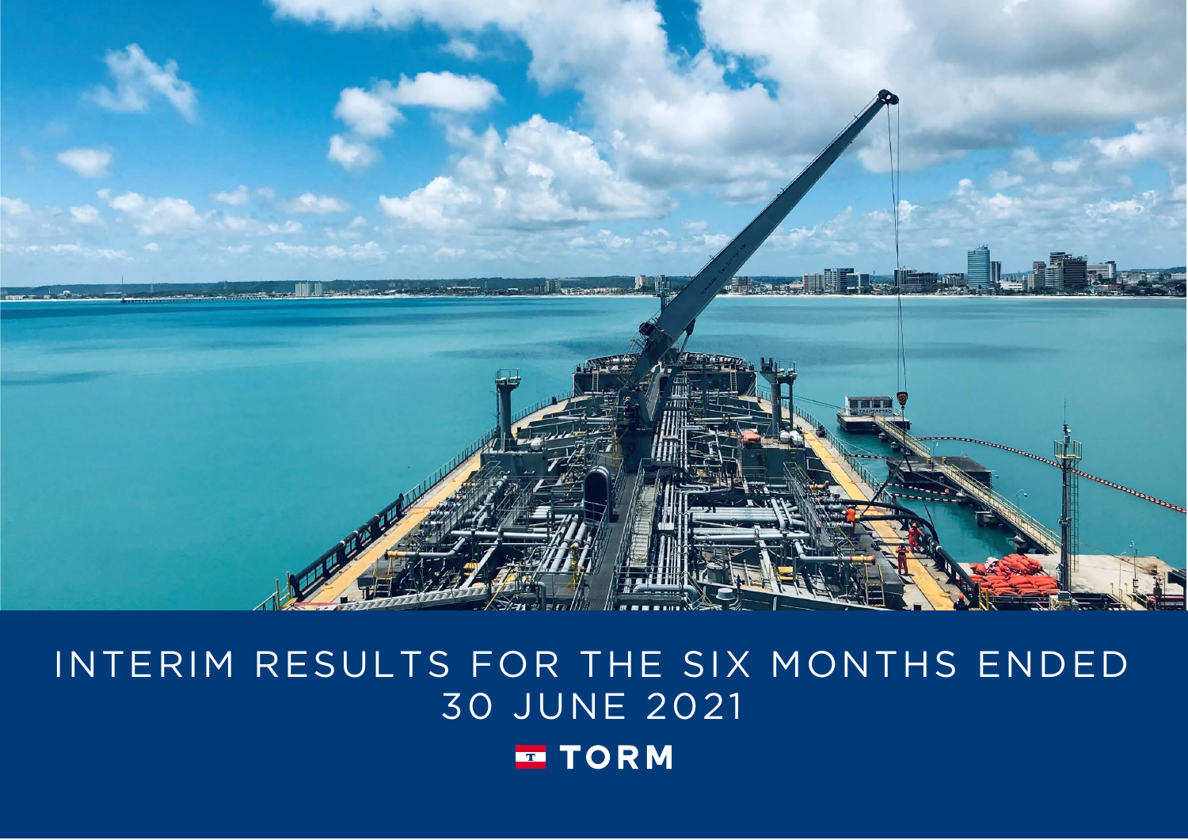# INTERIM RESULTS FOR THE SIX MONTHS ENDED 30 JUNE 2021

TORM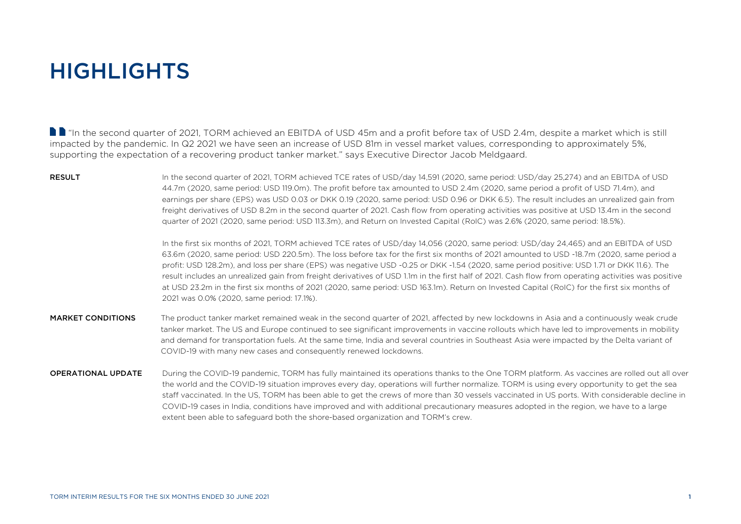# HIGHLIGHTS

"In the second quarter of 2021, TORM achieved an EBITDA of USD 45m and a profit before tax of USD 2.4m, despite a market which is still impacted by the pandemic. In Q2 2021 we have seen an increase of USD 81m in vessel market values, corresponding to approximately 5%, supporting the expectation of a recovering product tanker market." says Executive Director Jacob Meldgaard.

**RESULT**

In the second quarter of 2021, TORM achieved TCE rates of USD/day 14,591 (2020, same period: USD/day 25,274) and an EBITDA of USD 44.7m (2020, same period: USD 119.0m). The profit before tax amounted to USD 2.4m (2020, same period a profit of USD 71.4m), and earnings per share (EPS) was USD 0.03 or DKK 0.19 (2020, same period: USD 0.96 or DKK 6.5). The result includes an unrealized gain from freight derivatives of USD 8.2m in the second quarter of 2021. Cash flow from operating activities was positive at USD 13.4m in the second quarter of 2021 (2020, same period: USD 113.3m), and Return on Invested Capital (RoIC) was 2.6% (2020, same period: 18.5%).

In the first six months of 2021, TORM achieved TCE rates of USD/day 14,056 (2020, same period: USD/day 24,465) and an EBITDA of USD 63.6m (2020, same period: USD 220.5m). The loss before tax for the first six months of 2021 amounted to USD -18.7m (2020, same period a profit: USD 128.2m), and loss per share (EPS) was negative USD -0.25 or DKK -1.54 (2020, same period positive: USD 1.71 or DKK 11.6). The result includes an unrealized gain from freight derivatives of USD 1.1m in the first half of 2021. Cash flow from operating activities was positive at USD 23.2m in the first six months of 2021 (2020, same period: USD 163.1m). Return on Invested Capital (RoIC) for the first six months of 2021 was 0.0% (2020, same period: 17.1%).

**MARKET CONDITIONS**

The product tanker market remained weak in the second quarter of 2021, affected by new lockdowns in Asia and a continuously weak crude tanker market. The US and Europe continued to see significant improvements in vaccine rollouts which have led to improvements in mobility and demand for transportation fuels. At the same time, India and several countries in Southeast Asia were impacted by the Delta variant of COVID-19 with many new cases and consequently renewed lockdowns.

**OPERATIONAL UPDATE**

During the COVID-19 pandemic, TORM has fully maintained its operations thanks to the One TORM platform. As vaccines are rolled out all over the world and the COVID-19 situation improves every day, operations will further normalize. TORM is using every opportunity to get the sea staff vaccinated. In the US, TORM has been able to get the crews of more than 30 vessels vaccinated in US ports. With considerable decline in COVID-19 cases in India, conditions have improved and with additional precautionary measures adopted in the region, we have to a large extent been able to safeguard both the shore-based organization and TORM's crew.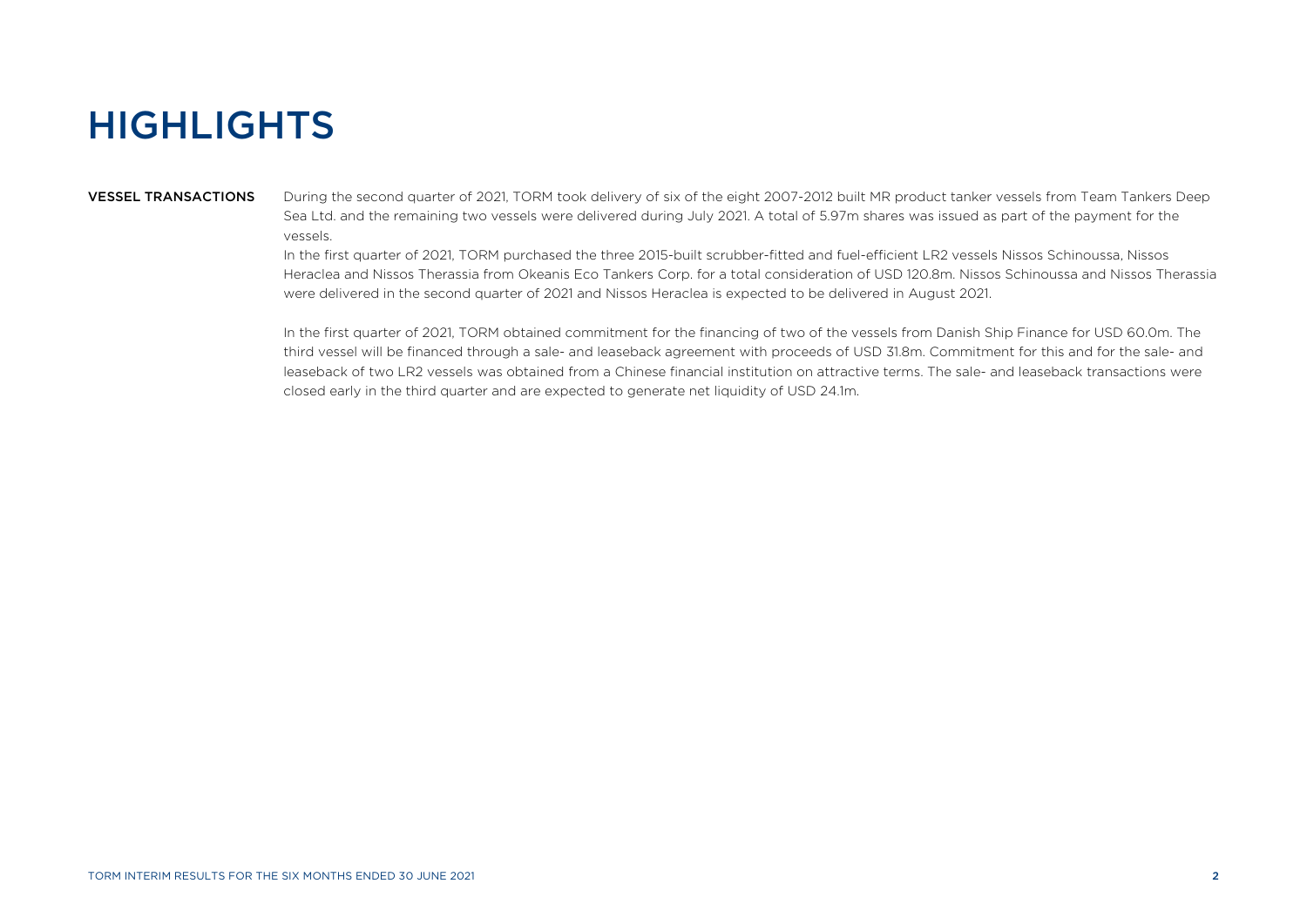# HIGHLIGHTS

**VESSEL TRANSACTIONS**

During the second quarter of 2021, TORM took delivery of six of the eight 2007-2012 built MR product tanker vessels from Team Tankers Deep Sea Ltd. and the remaining two vessels were delivered during July 2021. A total of 5.97m shares was issued as part of the payment for the vessels.

In the first quarter of 2021, TORM purchased the three 2015-built scrubber-fitted and fuel-efficient LR2 vessels Nissos Schinoussa, Nissos Heraclea and Nissos Therassia from Okeanis Eco Tankers Corp. for a total consideration of USD 120.8m. Nissos Schinoussa and Nissos Therassia were delivered in the second quarter of 2021 and Nissos Heraclea is expected to be delivered in August 2021.

In the first quarter of 2021, TORM obtained commitment for the financing of two of the vessels from Danish Ship Finance for USD 60.0m. The third vessel will be financed through a sale- and leaseback agreement with proceeds of USD 31.8m. Commitment for this and for the sale- and leaseback of two LR2 vessels was obtained from a Chinese financial institution on attractive terms. The sale- and leaseback transactions were closed early in the third quarter and are expected to generate net liquidity of USD 24.1m.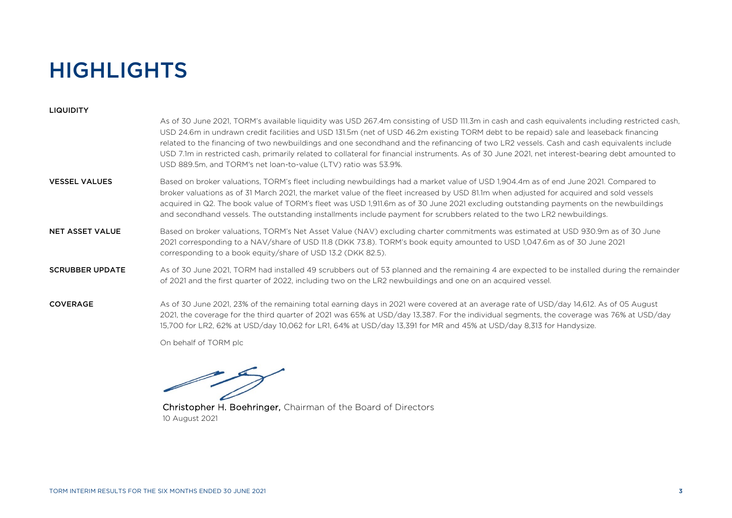# HIGHLIGHTS

**LIQUIDITY**

As of 30 June 2021, TORM's available liquidity was USD 267.4m consisting of USD 111.3m in cash and cash equivalents including restricted cash, USD 24.6m in undrawn credit facilities and USD 131.5m (net of USD 46.2m existing TORM debt to be repaid) sale and leaseback financing related to the financing of two newbuildings and one secondhand and the refinancing of two LR2 vessels. Cash and cash equivalents include USD 7.1m in restricted cash, primarily related to collateral for financial instruments. As of 30 June 2021, net interest-bearing debt amounted to USD 889.5m, and TORM's net loan-to-value (LTV) ratio was 53.9%.

**VESSEL VALUES**

Based on broker valuations, TORM's fleet including newbuildings had a market value of USD 1,904.4m as of end June 2021. Compared to broker valuations as of 31 March 2021, the market value of the fleet increased by USD 81.1m when adjusted for acquired and sold vessels acquired in Q2. The book value of TORM's fleet was USD 1,911.6m as of 30 June 2021 excluding outstanding payments on the newbuildings and secondhand vessels. The outstanding installments include payment for scrubbers related to the two LR2 newbuildings.

**NET ASSET VALUE**

Based on broker valuations, TORM's Net Asset Value (NAV) excluding charter commitments was estimated at USD 930.9m as of 30 June 2021 corresponding to a NAV/share of USD 11.8 (DKK 73.8). TORM's book equity amounted to USD 1,047.6m as of 30 June 2021 corresponding to a book equity/share of USD 13.2 (DKK 82.5).

**SCRUBBER UPDATE**

As of 30 June 2021, TORM had installed 49 scrubbers out of 53 planned and the remaining 4 are expected to be installed during the remainder of 2021 and the first quarter of 2022, including two on the LR2 newbuildings and one on an acquired vessel.

**COVERAGE**

As of 30 June 2021, 23% of the remaining total earning days in 2021 were covered at an average rate of USD/day 14,612. As of 05 August 2021, the coverage for the third quarter of 2021 was 65% at USD/day 13,387. For the individual segments, the coverage was 76% at USD/day 15,700 for LR2, 62% at USD/day 10,062 for LR1, 64% at USD/day 13,391 for MR and 45% at USD/day 8,313 for Handysize.

On behalf of TORM plc

Christopher H. Boehringer, Chairman of the Board of Directors
10 August 2021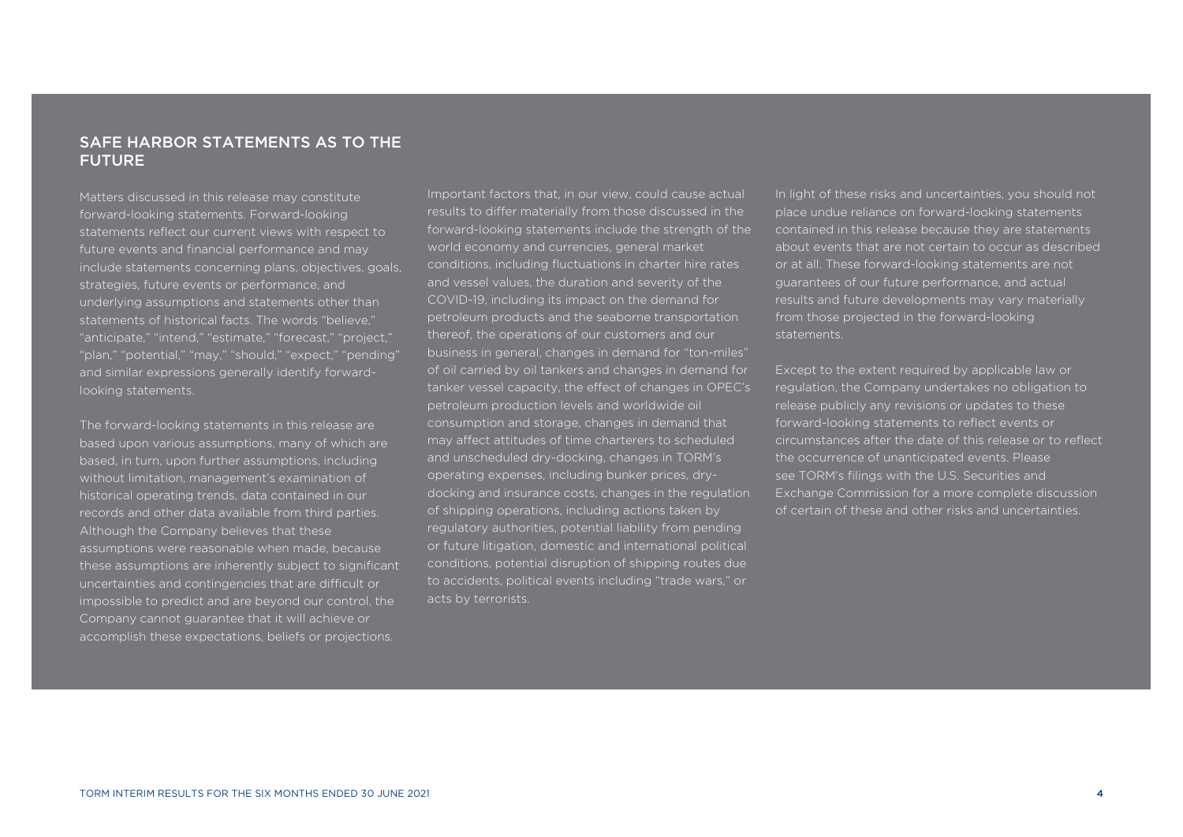## SAFE HARBOR STATEMENTS AS TO THE FUTURE

Matters discussed in this release may constitute forward-looking statements. Forward-looking statements reflect our current views with respect to future events and financial performance and may include statements concerning plans, objectives, goals, strategies, future events or performance, and underlying assumptions and statements other than statements of historical facts. The words "believe," "anticipate," "intend," "estimate," "forecast," "project," "plan," "potential," "may," "should," "expect," "pending" and similar expressions generally identify forward-looking statements.

The forward-looking statements in this release are based upon various assumptions, many of which are based, in turn, upon further assumptions, including without limitation, management's examination of historical operating trends, data contained in our records and other data available from third parties. Although the Company believes that these assumptions were reasonable when made, because these assumptions are inherently subject to significant uncertainties and contingencies that are difficult or impossible to predict and are beyond our control, the Company cannot guarantee that it will achieve or accomplish these expectations, beliefs or projections.

Important factors that, in our view, could cause actual results to differ materially from those discussed in the forward-looking statements include the strength of the world economy and currencies, general market conditions, including fluctuations in charter hire rates and vessel values, the duration and severity of the COVID-19, including its impact on the demand for petroleum products and the seaborne transportation thereof, the operations of our customers and our business in general, changes in demand for "ton-miles" of oil carried by oil tankers and changes in demand for tanker vessel capacity, the effect of changes in OPEC's petroleum production levels and worldwide oil consumption and storage, changes in demand that may affect attitudes of time charterers to scheduled and unscheduled dry-docking, changes in TORM's operating expenses, including bunker prices, dry-docking and insurance costs, changes in the regulation of shipping operations, including actions taken by regulatory authorities, potential liability from pending or future litigation, domestic and international political conditions, potential disruption of shipping routes due to accidents, political events including "trade wars," or acts by terrorists.

In light of these risks and uncertainties, you should not place undue reliance on forward-looking statements contained in this release because they are statements about events that are not certain to occur as described or at all. These forward-looking statements are not guarantees of our future performance, and actual results and future developments may vary materially from those projected in the forward-looking statements.

Except to the extent required by applicable law or regulation, the Company undertakes no obligation to release publicly any revisions or updates to these forward-looking statements to reflect events or circumstances after the date of this release or to reflect the occurrence of unanticipated events. Please see TORM's filings with the U.S. Securities and Exchange Commission for a more complete discussion of certain of these and other risks and uncertainties.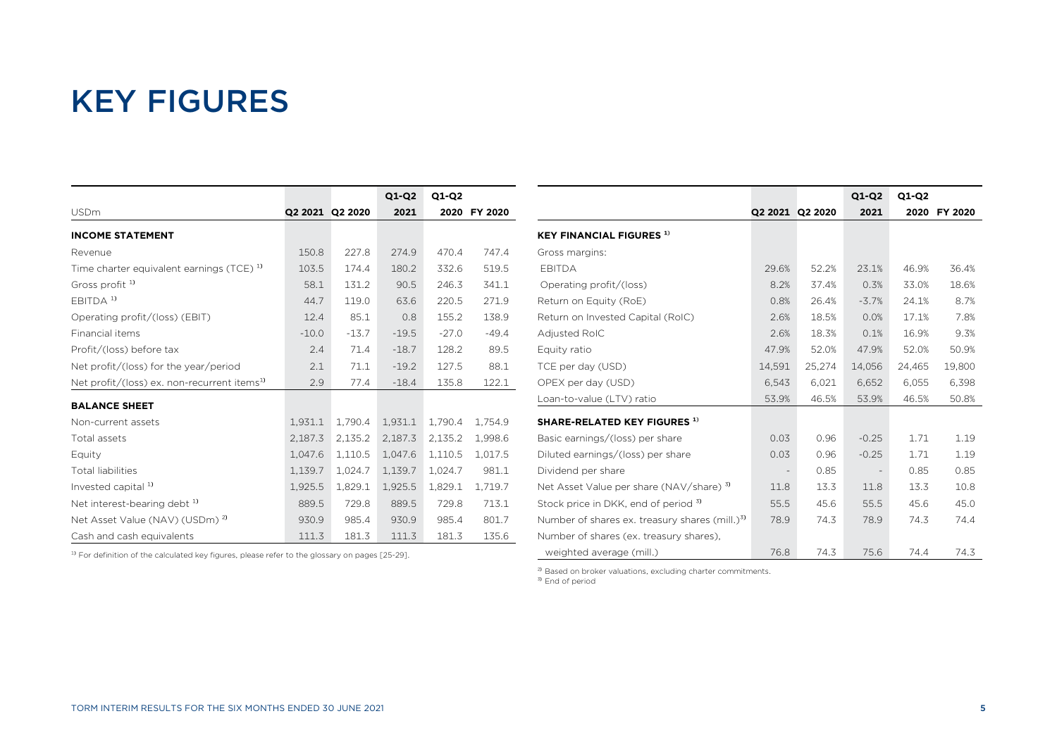# KEY FIGURES

| USDm | Q2 2021 | Q2 2020 | Q1-Q2 2021 | Q1-Q2 2020 | FY 2020 |
|---|---|---|---|---|---|
| **INCOME STATEMENT** | | | | | |
| Revenue | 150.8 | 227.8 | 274.9 | 470.4 | 747.4 |
| Time charter equivalent earnings (TCE) [1] | 103.5 | 174.4 | 180.2 | 332.6 | 519.5 |
| Gross profit [1] | 58.1 | 131.2 | 90.5 | 246.3 | 341.1 |
| EBITDA [1] | 44.7 | 119.0 | 63.6 | 220.5 | 271.9 |
| Operating profit/(loss) (EBIT) | 12.4 | 85.1 | 0.8 | 155.2 | 138.9 |
| Financial items | -10.0 | -13.7 | -19.5 | -27.0 | -49.4 |
| Profit/(loss) before tax | 2.4 | 71.4 | -18.7 | 128.2 | 89.5 |
| Net profit/(loss) for the year/period | 2.1 | 71.1 | -19.2 | 127.5 | 88.1 |
| Net profit/(loss) ex. non-recurrent items[1] | 2.9 | 77.4 | -18.4 | 135.8 | 122.1 |
| **BALANCE SHEET** | | | | | |
| Non-current assets | 1,931.1 | 1,790.4 | 1,931.1 | 1,790.4 | 1,754.9 |
| Total assets | 2,187.3 | 2,135.2 | 2,187.3 | 2,135.2 | 1,998.6 |
| Equity | 1,047.6 | 1,110.5 | 1,047.6 | 1,110.5 | 1,017.5 |
| Total liabilities | 1,139.7 | 1,024.7 | 1,139.7 | 1,024.7 | 981.1 |
| Invested capital [1] | 1,925.5 | 1,829.1 | 1,925.5 | 1,829.1 | 1,719.7 |
| Net interest-bearing debt [1] | 889.5 | 729.8 | 889.5 | 729.8 | 713.1 |
| Net Asset Value (NAV) (USDm) [2] | 930.9 | 985.4 | 930.9 | 985.4 | 801.7 |
| Cash and cash equivalents | 111.3 | 181.3 | 111.3 | 181.3 | 135.6 |

[1] For definition of the calculated key figures, please refer to the glossary on pages [25-29].

| | Q2 2021 | Q2 2020 | Q1-Q2 2021 | Q1-Q2 2020 | FY 2020 |
|---|---|---|---|---|---|
| **KEY FINANCIAL FIGURES [1]** | | | | | |
| Gross margins: | | | | | |
| EBITDA | 29.6% | 52.2% | 23.1% | 46.9% | 36.4% |
| Operating profit/(loss) | 8.2% | 37.4% | 0.3% | 33.0% | 18.6% |
| Return on Equity (RoE) | 0.8% | 26.4% | -3.7% | 24.1% | 8.7% |
| Return on Invested Capital (RoIC) | 2.6% | 18.5% | 0.0% | 17.1% | 7.8% |
| Adjusted RoIC | 2.6% | 18.3% | 0.1% | 16.9% | 9.3% |
| Equity ratio | 47.9% | 52.0% | 47.9% | 52.0% | 50.9% |
| TCE per day (USD) | 14,591 | 25,274 | 14,056 | 24,465 | 19,800 |
| OPEX per day (USD) | 6,543 | 6,021 | 6,652 | 6,055 | 6,398 |
| Loan-to-value (LTV) ratio | 53.9% | 46.5% | 53.9% | 46.5% | 50.8% |
| **SHARE-RELATED KEY FIGURES [1]** | | | | | |
| Basic earnings/(loss) per share | 0.03 | 0.96 | -0.25 | 1.71 | 1.19 |
| Diluted earnings/(loss) per share | 0.03 | 0.96 | -0.25 | 1.71 | 1.19 |
| Dividend per share | - | 0.85 | - | 0.85 | 0.85 |
| Net Asset Value per share (NAV/share) [3] | 11.8 | 13.3 | 11.8 | 13.3 | 10.8 |
| Stock price in DKK, end of period [3] | 55.5 | 45.6 | 55.5 | 45.6 | 45.0 |
| Number of shares ex. treasury shares (mill.)[3] | 78.9 | 74.3 | 78.9 | 74.3 | 74.4 |
| Number of shares (ex. treasury shares), weighted average (mill.) | 76.8 | 74.3 | 75.6 | 74.4 | 74.3 |

[2] Based on broker valuations, excluding charter commitments.

[3] End of period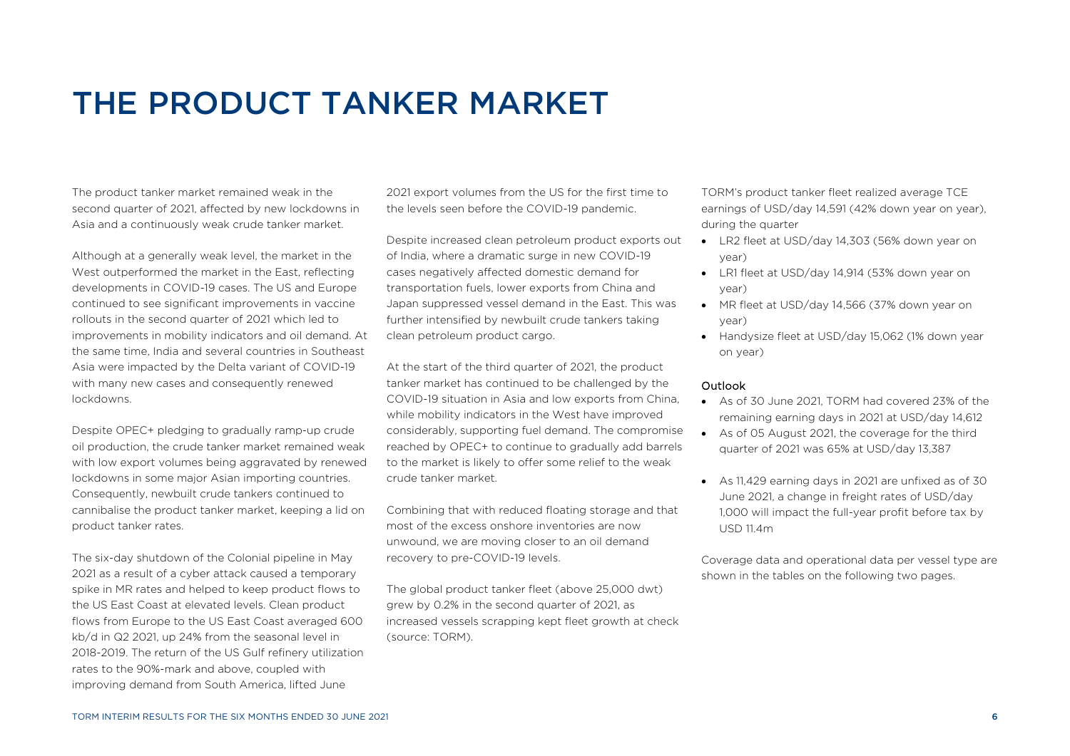# THE PRODUCT TANKER MARKET

The product tanker market remained weak in the second quarter of 2021, affected by new lockdowns in Asia and a continuously weak crude tanker market.

Although at a generally weak level, the market in the West outperformed the market in the East, reflecting developments in COVID-19 cases. The US and Europe continued to see significant improvements in vaccine rollouts in the second quarter of 2021 which led to improvements in mobility indicators and oil demand. At the same time, India and several countries in Southeast Asia were impacted by the Delta variant of COVID-19 with many new cases and consequently renewed lockdowns.

Despite OPEC+ pledging to gradually ramp-up crude oil production, the crude tanker market remained weak with low export volumes being aggravated by renewed lockdowns in some major Asian importing countries. Consequently, newbuilt crude tankers continued to cannibalise the product tanker market, keeping a lid on product tanker rates.

The six-day shutdown of the Colonial pipeline in May 2021 as a result of a cyber attack caused a temporary spike in MR rates and helped to keep product flows to the US East Coast at elevated levels. Clean product flows from Europe to the US East Coast averaged 600 kb/d in Q2 2021, up 24% from the seasonal level in 2018-2019. The return of the US Gulf refinery utilization rates to the 90%-mark and above, coupled with improving demand from South America, lifted June 2021 export volumes from the US for the first time to the levels seen before the COVID-19 pandemic.

Despite increased clean petroleum product exports out of India, where a dramatic surge in new COVID-19 cases negatively affected domestic demand for transportation fuels, lower exports from China and Japan suppressed vessel demand in the East. This was further intensified by newbuilt crude tankers taking clean petroleum product cargo.

At the start of the third quarter of 2021, the product tanker market has continued to be challenged by the COVID-19 situation in Asia and low exports from China, while mobility indicators in the West have improved considerably, supporting fuel demand. The compromise reached by OPEC+ to continue to gradually add barrels to the market is likely to offer some relief to the weak crude tanker market.

Combining that with reduced floating storage and that most of the excess onshore inventories are now unwound, we are moving closer to an oil demand recovery to pre-COVID-19 levels.

The global product tanker fleet (above 25,000 dwt) grew by 0.2% in the second quarter of 2021, as increased vessels scrapping kept fleet growth at check (source: TORM).

TORM's product tanker fleet realized average TCE earnings of USD/day 14,591 (42% down year on year), during the quarter

- LR2 fleet at USD/day 14,303 (56% down year on year)
- LR1 fleet at USD/day 14,914 (53% down year on year)
- MR fleet at USD/day 14,566 (37% down year on year)
- Handysize fleet at USD/day 15,062 (1% down year on year)

### Outlook

- As of 30 June 2021, TORM had covered 23% of the remaining earning days in 2021 at USD/day 14,612
- As of 05 August 2021, the coverage for the third quarter of 2021 was 65% at USD/day 13,387
- As 11,429 earning days in 2021 are unfixed as of 30 June 2021, a change in freight rates of USD/day 1,000 will impact the full-year profit before tax by USD 11.4m

Coverage data and operational data per vessel type are shown in the tables on the following two pages.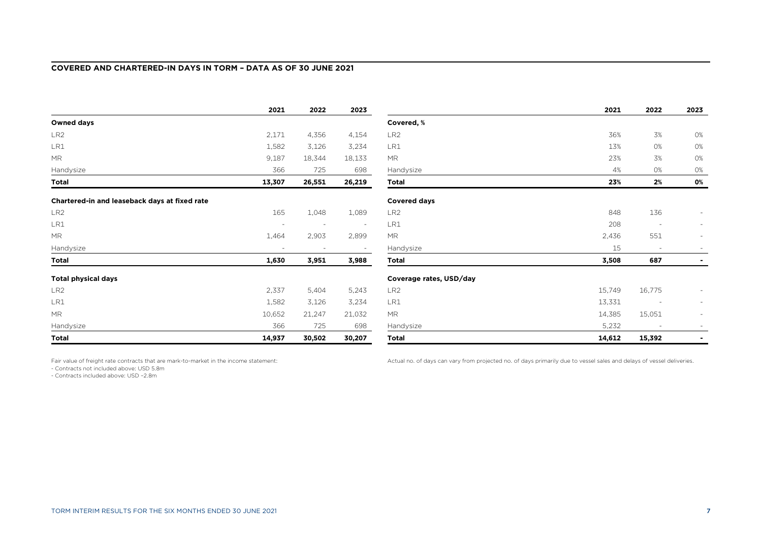## COVERED AND CHARTERED-IN DAYS IN TORM – DATA AS OF 30 JUNE 2021

| | 2021 | 2022 | 2023 |
|---|---|---|---|
| **Owned days** | | | |
| LR2 | 2,171 | 4,356 | 4,154 |
| LR1 | 1,582 | 3,126 | 3,234 |
| MR | 9,187 | 18,344 | 18,133 |
| Handysize | 366 | 725 | 698 |
| **Total** | **13,307** | **26,551** | **26,219** |
| **Chartered-in and leaseback days at fixed rate** | | | |
| LR2 | 165 | 1,048 | 1,089 |
| LR1 | - | - | - |
| MR | 1,464 | 2,903 | 2,899 |
| Handysize | - | - | - |
| **Total** | **1,630** | **3,951** | **3,988** |
| **Total physical days** | | | |
| LR2 | 2,337 | 5,404 | 5,243 |
| LR1 | 1,582 | 3,126 | 3,234 |
| MR | 10,652 | 21,247 | 21,032 |
| Handysize | 366 | 725 | 698 |
| **Total** | **14,937** | **30,502** | **30,207** |

| | 2021 | 2022 | 2023 |
|---|---|---|---|
| **Covered, %** | | | |
| LR2 | 36% | 3% | 0% |
| LR1 | 13% | 0% | 0% |
| MR | 23% | 3% | 0% |
| Handysize | 4% | 0% | 0% |
| **Total** | **23%** | **2%** | **0%** |
| **Covered days** | | | |
| LR2 | 848 | 136 | - |
| LR1 | 208 | - | - |
| MR | 2,436 | 551 | - |
| Handysize | 15 | - | - |
| **Total** | **3,508** | **687** | **-** |
| **Coverage rates, USD/day** | | | |
| LR2 | 15,749 | 16,775 | - |
| LR1 | 13,331 | - | - |
| MR | 14,385 | 15,051 | - |
| Handysize | 5,232 | - | - |
| **Total** | **14,612** | **15,392** | **-** |

Fair value of freight rate contracts that are mark-to-market in the income statement:
- Contracts not included above: USD 5.8m
- Contracts included above: USD -2.8m

Actual no. of days can vary from projected no. of days primarily due to vessel sales and delays of vessel deliveries.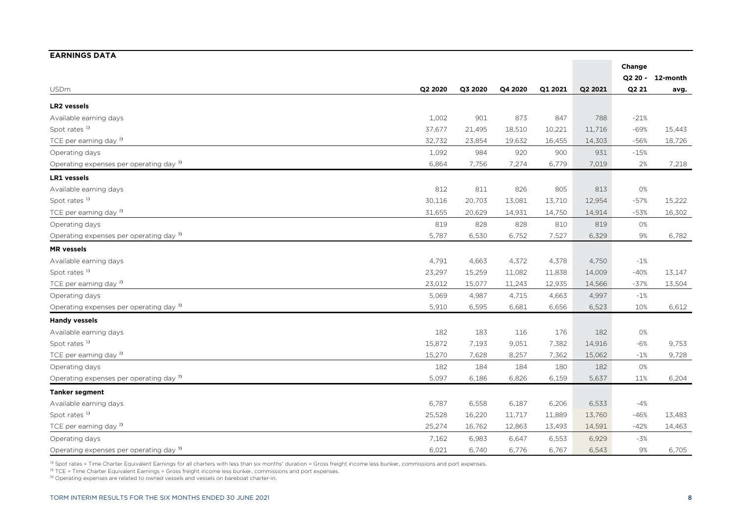## EARNINGS DATA

| USDm | Q2 2020 | Q3 2020 | Q4 2020 | Q1 2021 | Q2 2021 | Change Q2 20 - Q2 21 | 12-month avg. |
|---|---|---|---|---|---|---|---|
| **LR2 vessels** | | | | | | | |
| Available earning days | 1,002 | 901 | 873 | 847 | 788 | -21% | |
| Spot rates [1] | 37,677 | 21,495 | 18,510 | 10,221 | 11,716 | -69% | 15,443 |
| TCE per earning day [2] | 32,732 | 23,854 | 19,632 | 16,455 | 14,303 | -56% | 18,726 |
| Operating days | 1,092 | 984 | 920 | 900 | 931 | -15% | |
| Operating expenses per operating day [3] | 6,864 | 7,756 | 7,274 | 6,779 | 7,019 | 2% | 7,218 |
| **LR1 vessels** | | | | | | | |
| Available earning days | 812 | 811 | 826 | 805 | 813 | 0% | |
| Spot rates [1] | 30,116 | 20,703 | 13,081 | 13,710 | 12,954 | -57% | 15,222 |
| TCE per earning day [2] | 31,655 | 20,629 | 14,931 | 14,750 | 14,914 | -53% | 16,302 |
| Operating days | 819 | 828 | 828 | 810 | 819 | 0% | |
| Operating expenses per operating day [3] | 5,787 | 6,530 | 6,752 | 7,527 | 6,329 | 9% | 6,782 |
| **MR vessels** | | | | | | | |
| Available earning days | 4,791 | 4,663 | 4,372 | 4,378 | 4,750 | -1% | |
| Spot rates [1] | 23,297 | 15,259 | 11,082 | 11,838 | 14,009 | -40% | 13,147 |
| TCE per earning day [2] | 23,012 | 15,077 | 11,243 | 12,935 | 14,566 | -37% | 13,504 |
| Operating days | 5,069 | 4,987 | 4,715 | 4,663 | 4,997 | -1% | |
| Operating expenses per operating day [3] | 5,910 | 6,595 | 6,681 | 6,656 | 6,523 | 10% | 6,612 |
| **Handy vessels** | | | | | | | |
| Available earning days | 182 | 183 | 116 | 176 | 182 | 0% | |
| Spot rates [1] | 15,872 | 7,193 | 9,051 | 7,382 | 14,916 | -6% | 9,753 |
| TCE per earning day [2] | 15,270 | 7,628 | 8,257 | 7,362 | 15,062 | -1% | 9,728 |
| Operating days | 182 | 184 | 184 | 180 | 182 | 0% | |
| Operating expenses per operating day [3] | 5,097 | 6,186 | 6,826 | 6,159 | 5,637 | 11% | 6,204 |
| **Tanker segment** | | | | | | | |
| Available earning days | 6,787 | 6,558 | 6,187 | 6,206 | 6,533 | -4% | |
| Spot rates [1] | 25,528 | 16,220 | 11,717 | 11,889 | 13,760 | -46% | 13,483 |
| TCE per earning day [2] | 25,274 | 16,762 | 12,863 | 13,493 | 14,591 | -42% | 14,463 |
| Operating days | 7,162 | 6,983 | 6,647 | 6,553 | 6,929 | -3% | |
| Operating expenses per operating day [3] | 6,021 | 6,740 | 6,776 | 6,767 | 6,543 | 9% | 6,705 |

[1] Spot rates = Time Charter Equivalent Earnings for all charters with less than six months' duration = Gross freight income less bunker, commissions and port expenses.
[2] TCE = Time Charter Equivalent Earnings = Gross freight income less bunker, commissions and port expenses.
[3] Operating expenses are related to owned vessels and vessels on bareboat charter-in.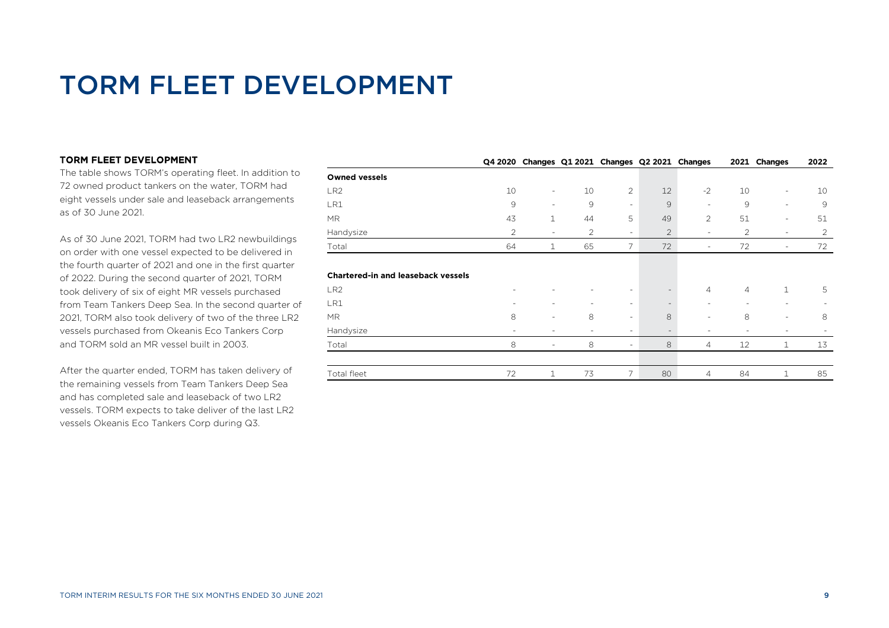# TORM FLEET DEVELOPMENT

### TORM FLEET DEVELOPMENT

The table shows TORM's operating fleet. In addition to 72 owned product tankers on the water, TORM had eight vessels under sale and leaseback arrangements as of 30 June 2021.

As of 30 June 2021, TORM had two LR2 newbuildings on order with one vessel expected to be delivered in the fourth quarter of 2021 and one in the first quarter of 2022. During the second quarter of 2021, TORM took delivery of six of eight MR vessels purchased from Team Tankers Deep Sea. In the second quarter of 2021, TORM also took delivery of two of the three LR2 vessels purchased from Okeanis Eco Tankers Corp and TORM sold an MR vessel built in 2003.

After the quarter ended, TORM has taken delivery of the remaining vessels from Team Tankers Deep Sea and has completed sale and leaseback of two LR2 vessels. TORM expects to take deliver of the last LR2 vessels Okeanis Eco Tankers Corp during Q3.

| | Q4 2020 | Changes | Q1 2021 | Changes | Q2 2021 | Changes | 2021 | Changes | 2022 |
|---|---|---|---|---|---|---|---|---|---|
| **Owned vessels** | | | | | | | | | |
| LR2 | 10 | - | 10 | 2 | 12 | -2 | 10 | - | 10 |
| LR1 | 9 | - | 9 | - | 9 | - | 9 | - | 9 |
| MR | 43 | 1 | 44 | 5 | 49 | 2 | 51 | - | 51 |
| Handysize | 2 | - | 2 | - | 2 | - | 2 | - | 2 |
| Total | 64 | 1 | 65 | 7 | 72 | - | 72 | - | 72 |
| **Chartered-in and leaseback vessels** | | | | | | | | | |
| LR2 | - | - | - | - | - | 4 | 4 | 1 | 5 |
| LR1 | - | - | - | - | - | - | - | - | - |
| MR | 8 | - | 8 | - | 8 | - | 8 | - | 8 |
| Handysize | - | - | - | - | - | - | - | - | - |
| Total | 8 | - | 8 | - | 8 | 4 | 12 | 1 | 13 |
| Total fleet | 72 | 1 | 73 | 7 | 80 | 4 | 84 | 1 | 85 |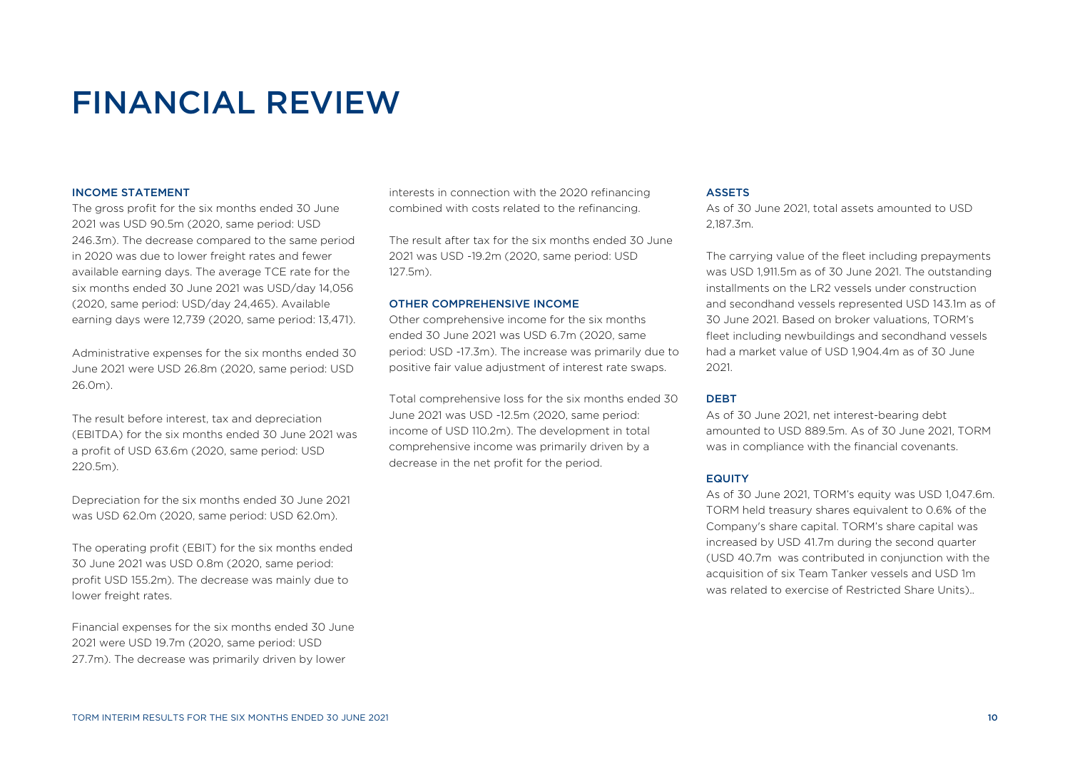# FINANCIAL REVIEW

## INCOME STATEMENT

The gross profit for the six months ended 30 June 2021 was USD 90.5m (2020, same period: USD 246.3m). The decrease compared to the same period in 2020 was due to lower freight rates and fewer available earning days. The average TCE rate for the six months ended 30 June 2021 was USD/day 14,056 (2020, same period: USD/day 24,465). Available earning days were 12,739 (2020, same period: 13,471).

Administrative expenses for the six months ended 30 June 2021 were USD 26.8m (2020, same period: USD 26.0m).

The result before interest, tax and depreciation (EBITDA) for the six months ended 30 June 2021 was a profit of USD 63.6m (2020, same period: USD 220.5m).

Depreciation for the six months ended 30 June 2021 was USD 62.0m (2020, same period: USD 62.0m).

The operating profit (EBIT) for the six months ended 30 June 2021 was USD 0.8m (2020, same period: profit USD 155.2m). The decrease was mainly due to lower freight rates.

Financial expenses for the six months ended 30 June 2021 were USD 19.7m (2020, same period: USD 27.7m). The decrease was primarily driven by lower interests in connection with the 2020 refinancing combined with costs related to the refinancing.

The result after tax for the six months ended 30 June 2021 was USD -19.2m (2020, same period: USD 127.5m).

## OTHER COMPREHENSIVE INCOME

Other comprehensive income for the six months ended 30 June 2021 was USD 6.7m (2020, same period: USD -17.3m). The increase was primarily due to positive fair value adjustment of interest rate swaps.

Total comprehensive loss for the six months ended 30 June 2021 was USD -12.5m (2020, same period: income of USD 110.2m). The development in total comprehensive income was primarily driven by a decrease in the net profit for the period.

## ASSETS

As of 30 June 2021, total assets amounted to USD 2,187.3m.

The carrying value of the fleet including prepayments was USD 1,911.5m as of 30 June 2021. The outstanding installments on the LR2 vessels under construction and secondhand vessels represented USD 143.1m as of 30 June 2021. Based on broker valuations, TORM's fleet including newbuildings and secondhand vessels had a market value of USD 1,904.4m as of 30 June 2021.

## DEBT

As of 30 June 2021, net interest-bearing debt amounted to USD 889.5m. As of 30 June 2021, TORM was in compliance with the financial covenants.

## EQUITY

As of 30 June 2021, TORM's equity was USD 1,047.6m. TORM held treasury shares equivalent to 0.6% of the Company's share capital. TORM's share capital was increased by USD 41.7m during the second quarter (USD 40.7m was contributed in conjunction with the acquisition of six Team Tanker vessels and USD 1m was related to exercise of Restricted Share Units)..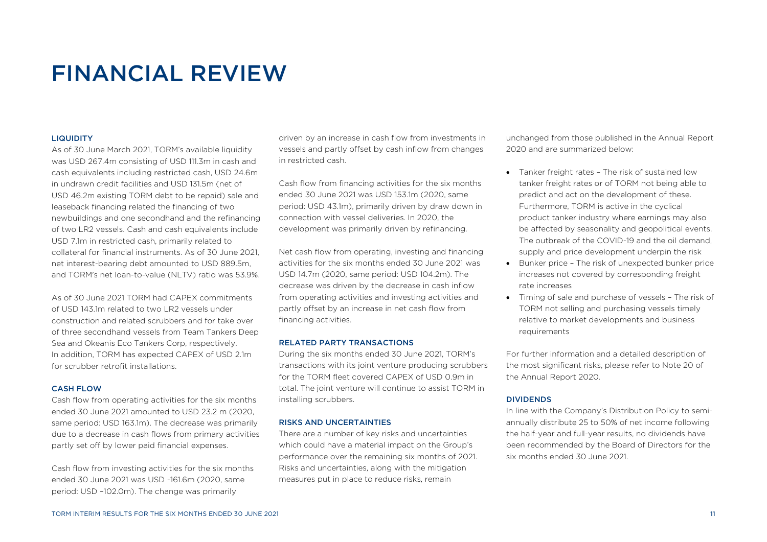# FINANCIAL REVIEW

### LIQUIDITY

As of 30 June March 2021, TORM's available liquidity was USD 267.4m consisting of USD 111.3m in cash and cash equivalents including restricted cash, USD 24.6m in undrawn credit facilities and USD 131.5m (net of USD 46.2m existing TORM debt to be repaid) sale and leaseback financing related the financing of two newbuildings and one secondhand and the refinancing of two LR2 vessels. Cash and cash equivalents include USD 7.1m in restricted cash, primarily related to collateral for financial instruments. As of 30 June 2021, net interest-bearing debt amounted to USD 889.5m, and TORM's net loan-to-value (NLTV) ratio was 53.9%.

As of 30 June 2021 TORM had CAPEX commitments of USD 143.1m related to two LR2 vessels under construction and related scrubbers and for take over of three secondhand vessels from Team Tankers Deep Sea and Okeanis Eco Tankers Corp, respectively. In addition, TORM has expected CAPEX of USD 2.1m for scrubber retrofit installations.

### CASH FLOW

Cash flow from operating activities for the six months ended 30 June 2021 amounted to USD 23.2 m (2020, same period: USD 163.1m). The decrease was primarily due to a decrease in cash flows from primary activities partly set off by lower paid financial expenses.

Cash flow from investing activities for the six months ended 30 June 2021 was USD -161.6m (2020, same period: USD –102.0m). The change was primarily driven by an increase in cash flow from investments in vessels and partly offset by cash inflow from changes in restricted cash.

Cash flow from financing activities for the six months ended 30 June 2021 was USD 153.1m (2020, same period: USD 43.1m), primarily driven by draw down in connection with vessel deliveries. In 2020, the development was primarily driven by refinancing.

Net cash flow from operating, investing and financing activities for the six months ended 30 June 2021 was USD 14.7m (2020, same period: USD 104.2m). The decrease was driven by the decrease in cash inflow from operating activities and investing activities and partly offset by an increase in net cash flow from financing activities.

### RELATED PARTY TRANSACTIONS

During the six months ended 30 June 2021, TORM's transactions with its joint venture producing scrubbers for the TORM fleet covered CAPEX of USD 0.9m in total. The joint venture will continue to assist TORM in installing scrubbers.

### RISKS AND UNCERTAINTIES

There are a number of key risks and uncertainties which could have a material impact on the Group's performance over the remaining six months of 2021. Risks and uncertainties, along with the mitigation measures put in place to reduce risks, remain unchanged from those published in the Annual Report 2020 and are summarized below:

- Tanker freight rates – The risk of sustained low tanker freight rates or of TORM not being able to predict and act on the development of these. Furthermore, TORM is active in the cyclical product tanker industry where earnings may also be affected by seasonality and geopolitical events. The outbreak of the COVID-19 and the oil demand, supply and price development underpin the risk
- Bunker price – The risk of unexpected bunker price increases not covered by corresponding freight rate increases
- Timing of sale and purchase of vessels – The risk of TORM not selling and purchasing vessels timely relative to market developments and business requirements

For further information and a detailed description of the most significant risks, please refer to Note 20 of the Annual Report 2020.

### DIVIDENDS

In line with the Company's Distribution Policy to semi-annually distribute 25 to 50% of net income following the half-year and full-year results, no dividends have been recommended by the Board of Directors for the six months ended 30 June 2021.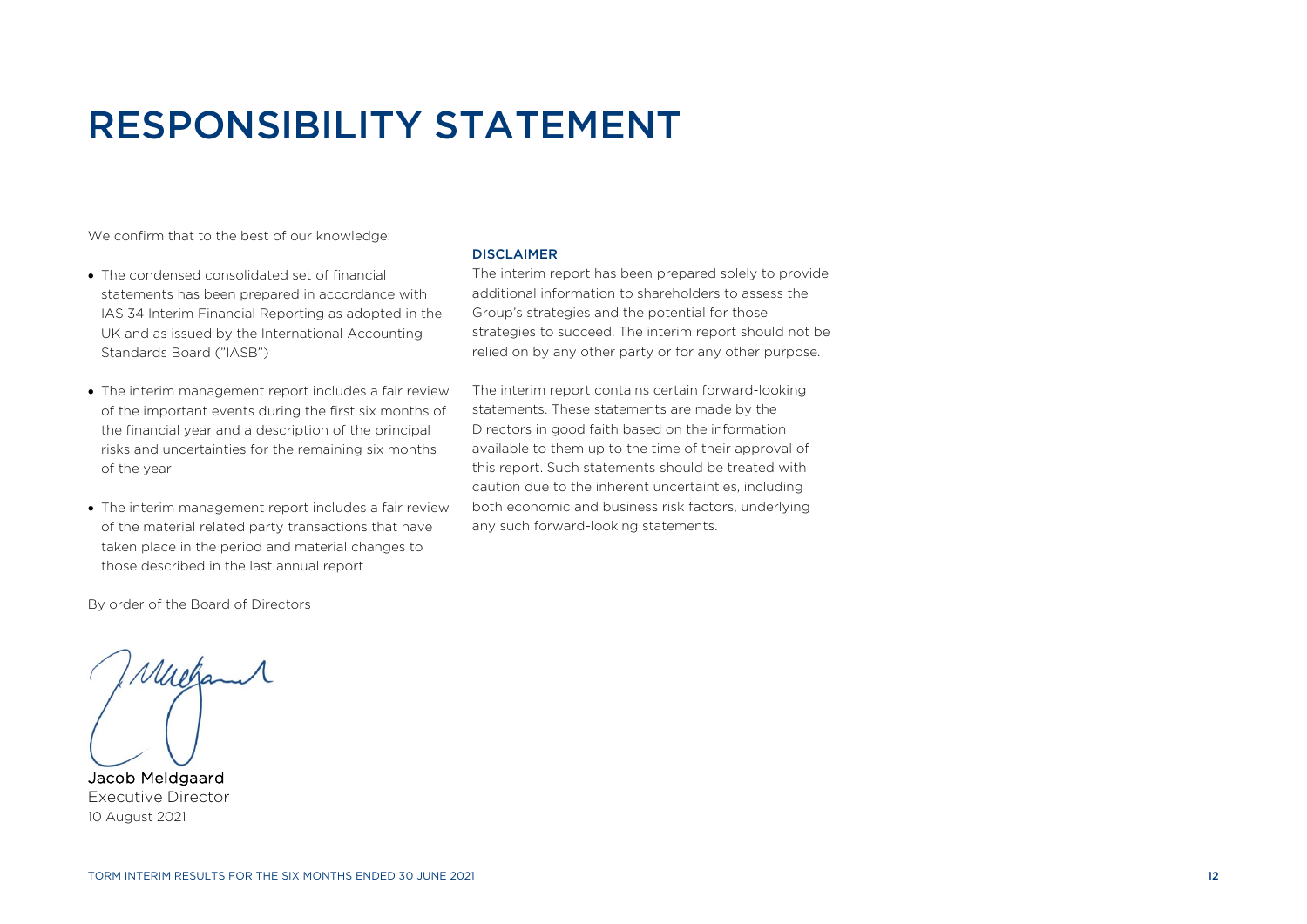# RESPONSIBILITY STATEMENT

We confirm that to the best of our knowledge:

- The condensed consolidated set of financial statements has been prepared in accordance with IAS 34 Interim Financial Reporting as adopted in the UK and as issued by the International Accounting Standards Board ("IASB")
- The interim management report includes a fair review of the important events during the first six months of the financial year and a description of the principal risks and uncertainties for the remaining six months of the year
- The interim management report includes a fair review of the material related party transactions that have taken place in the period and material changes to those described in the last annual report

By order of the Board of Directors

**Jacob Meldgaard**
Executive Director
10 August 2021

### DISCLAIMER

The interim report has been prepared solely to provide additional information to shareholders to assess the Group's strategies and the potential for those strategies to succeed. The interim report should not be relied on by any other party or for any other purpose.

The interim report contains certain forward-looking statements. These statements are made by the Directors in good faith based on the information available to them up to the time of their approval of this report. Such statements should be treated with caution due to the inherent uncertainties, including both economic and business risk factors, underlying any such forward-looking statements.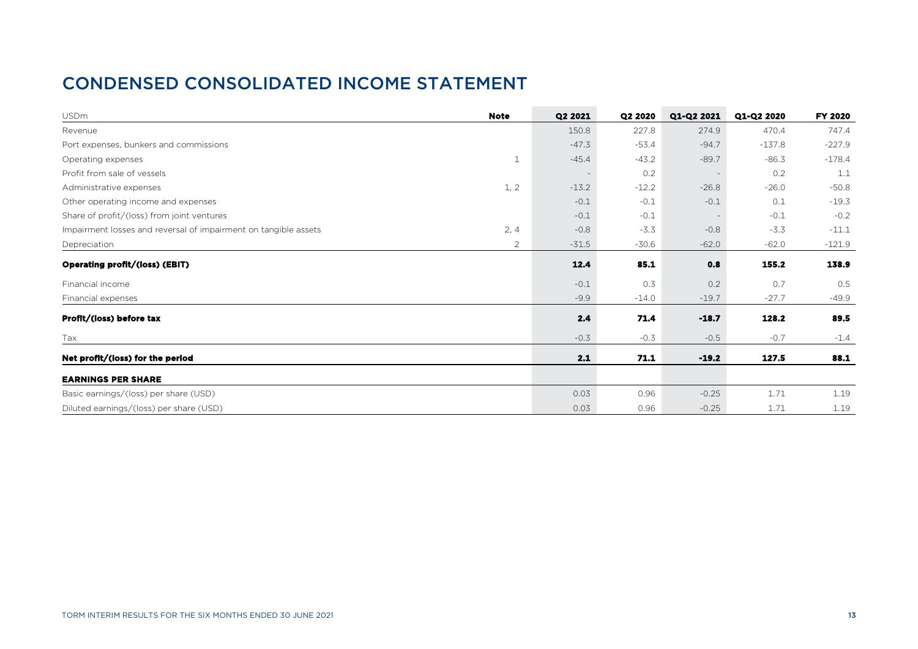# CONDENSED CONSOLIDATED INCOME STATEMENT

| USDm | Note | Q2 2021 | Q2 2020 | Q1-Q2 2021 | Q1-Q2 2020 | FY 2020 |
|---|---|---|---|---|---|---|
| Revenue | | 150.8 | 227.8 | 274.9 | 470.4 | 747.4 |
| Port expenses, bunkers and commissions | | -47.3 | -53.4 | -94.7 | -137.8 | -227.9 |
| Operating expenses | 1 | -45.4 | -43.2 | -89.7 | -86.3 | -178.4 |
| Profit from sale of vessels | | - | 0.2 | - | 0.2 | 1.1 |
| Administrative expenses | 1, 2 | -13.2 | -12.2 | -26.8 | -26.0 | -50.8 |
| Other operating income and expenses | | -0.1 | -0.1 | -0.1 | 0.1 | -19.3 |
| Share of profit/(loss) from joint ventures | | -0.1 | -0.1 | - | -0.1 | -0.2 |
| Impairment losses and reversal of impairment on tangible assets | 2, 4 | -0.8 | -3.3 | -0.8 | -3.3 | -11.1 |
| Depreciation | 2 | -31.5 | -30.6 | -62.0 | -62.0 | -121.9 |
| **Operating profit/(loss) (EBIT)** | | **12.4** | **85.1** | **0.8** | **155.2** | **138.9** |
| Financial income | | -0.1 | 0.3 | 0.2 | 0.7 | 0.5 |
| Financial expenses | | -9.9 | -14.0 | -19.7 | -27.7 | -49.9 |
| **Profit/(loss) before tax** | | **2.4** | **71.4** | **-18.7** | **128.2** | **89.5** |
| Tax | | -0.3 | -0.3 | -0.5 | -0.7 | -1.4 |
| **Net profit/(loss) for the period** | | **2.1** | **71.1** | **-19.2** | **127.5** | **88.1** |
| **EARNINGS PER SHARE** | | | | | | |
| Basic earnings/(loss) per share (USD) | | 0.03 | 0.96 | -0.25 | 1.71 | 1.19 |
| Diluted earnings/(loss) per share (USD) | | 0.03 | 0.96 | -0.25 | 1.71 | 1.19 |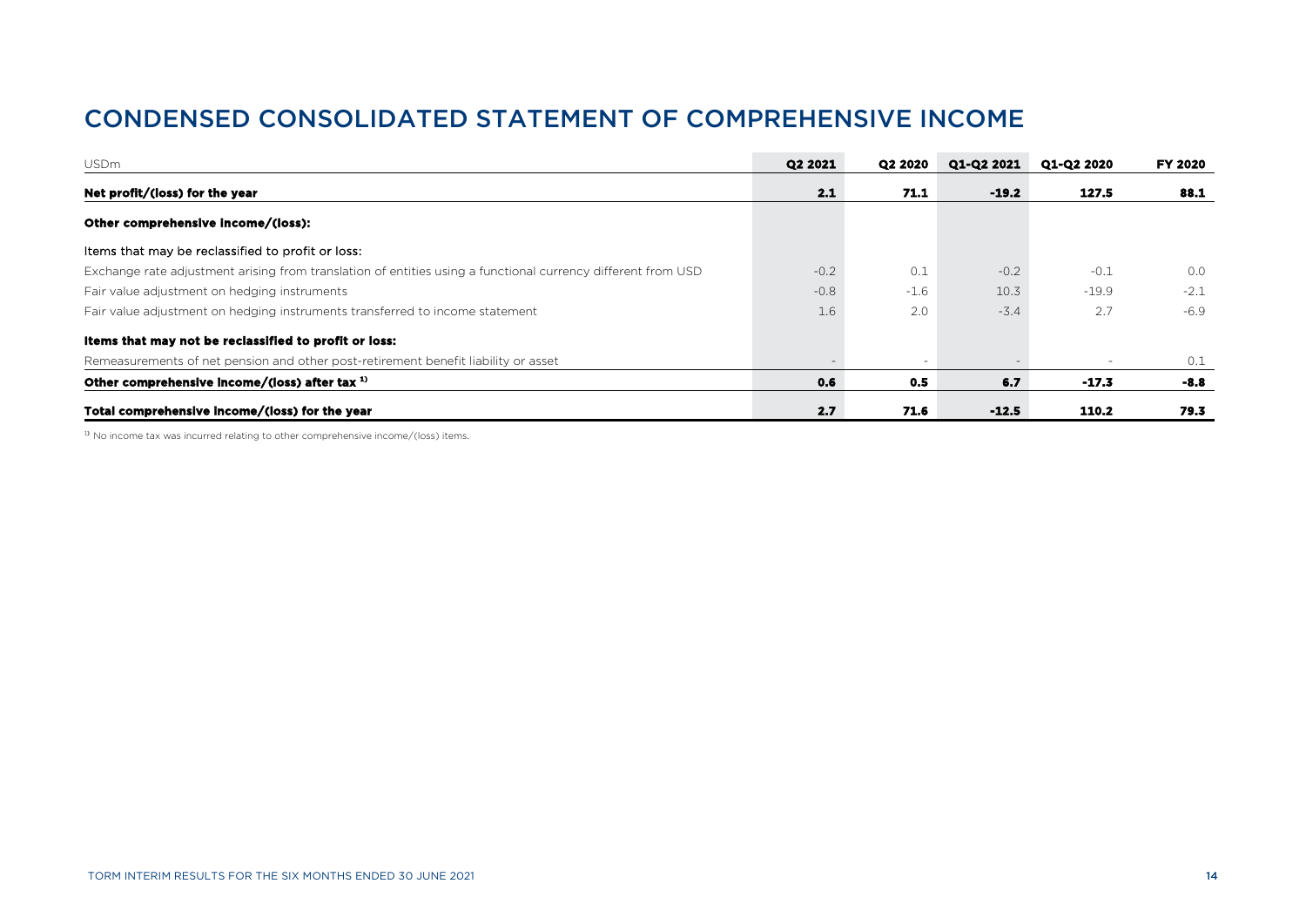# CONDENSED CONSOLIDATED STATEMENT OF COMPREHENSIVE INCOME

| USDm | Q2 2021 | Q2 2020 | Q1-Q2 2021 | Q1-Q2 2020 | FY 2020 |
|---|---|---|---|---|---|
| **Net profit/(loss) for the year** | **2.1** | **71.1** | **-19.2** | **127.5** | **88.1** |
| **Other comprehensive income/(loss):** | | | | | |
| Items that may be reclassified to profit or loss: | | | | | |
| Exchange rate adjustment arising from translation of entities using a functional currency different from USD | -0.2 | 0.1 | -0.2 | -0.1 | 0.0 |
| Fair value adjustment on hedging instruments | -0.8 | -1.6 | 10.3 | -19.9 | -2.1 |
| Fair value adjustment on hedging instruments transferred to income statement | 1.6 | 2.0 | -3.4 | 2.7 | -6.9 |
| **Items that may not be reclassified to profit or loss:** | | | | | |
| Remeasurements of net pension and other post-retirement benefit liability or asset | - | - | - | - | 0.1 |
| **Other comprehensive income/(loss) after tax [1)]** | **0.6** | **0.5** | **6.7** | **-17.3** | **-8.8** |
| **Total comprehensive income/(loss) for the year** | **2.7** | **71.6** | **-12.5** | **110.2** | **79.3** |

[1)] No income tax was incurred relating to other comprehensive income/(loss) items.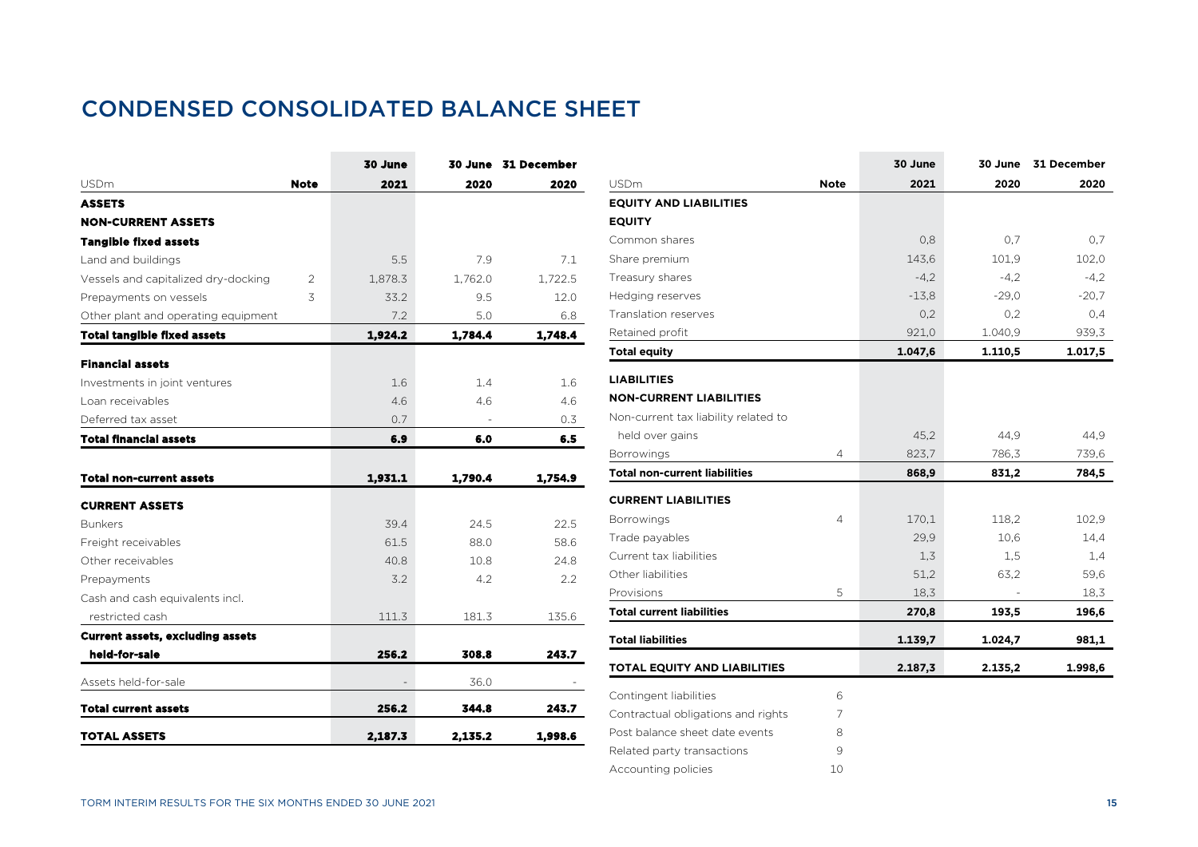# CONDENSED CONSOLIDATED BALANCE SHEET

| USDm | Note | 30 June 2021 | 30 June 2020 | 31 December 2020 |
|---|---|---|---|---|
| **ASSETS** | | | | |
| **NON-CURRENT ASSETS** | | | | |
| **Tangible fixed assets** | | | | |
| Land and buildings | | 5.5 | 7.9 | 7.1 |
| Vessels and capitalized dry-docking | 2 | 1,878.3 | 1,762.0 | 1,722.5 |
| Prepayments on vessels | 3 | 33.2 | 9.5 | 12.0 |
| Other plant and operating equipment | | 7.2 | 5.0 | 6.8 |
| **Total tangible fixed assets** | | **1,924.2** | **1,784.4** | **1,748.4** |
| **Financial assets** | | | | |
| Investments in joint ventures | | 1.6 | 1.4 | 1.6 |
| Loan receivables | | 4.6 | 4.6 | 4.6 |
| Deferred tax asset | | 0.7 | - | 0.3 |
| **Total financial assets** | | **6.9** | **6.0** | **6.5** |
| **Total non-current assets** | | **1,931.1** | **1,790.4** | **1,754.9** |
| **CURRENT ASSETS** | | | | |
| Bunkers | | 39.4 | 24.5 | 22.5 |
| Freight receivables | | 61.5 | 88.0 | 58.6 |
| Other receivables | | 40.8 | 10.8 | 24.8 |
| Prepayments | | 3.2 | 4.2 | 2.2 |
| Cash and cash equivalents incl. restricted cash | | 111.3 | 181.3 | 135.6 |
| **Current assets, excluding assets held-for-sale** | | **256.2** | **308.8** | **243.7** |
| Assets held-for-sale | | - | 36.0 | - |
| **Total current assets** | | **256.2** | **344.8** | **243.7** |
| **TOTAL ASSETS** | | **2,187.3** | **2,135.2** | **1,998.6** |

| USDm | Note | 30 June 2021 | 30 June 2020 | 31 December 2020 |
|---|---|---|---|---|
| **EQUITY AND LIABILITIES** | | | | |
| **EQUITY** | | | | |
| Common shares | | 0,8 | 0,7 | 0,7 |
| Share premium | | 143,6 | 101,9 | 102,0 |
| Treasury shares | | -4,2 | -4,2 | -4,2 |
| Hedging reserves | | -13,8 | -29,0 | -20,7 |
| Translation reserves | | 0,2 | 0,2 | 0,4 |
| Retained profit | | 921,0 | 1.040,9 | 939,3 |
| **Total equity** | | **1.047,6** | **1.110,5** | **1.017,5** |
| **LIABILITIES** | | | | |
| **NON-CURRENT LIABILITIES** | | | | |
| Non-current tax liability related to held over gains | | 45,2 | 44,9 | 44,9 |
| Borrowings | 4 | 823,7 | 786,3 | 739,6 |
| **Total non-current liabilities** | | **868,9** | **831,2** | **784,5** |
| **CURRENT LIABILITIES** | | | | |
| Borrowings | 4 | 170,1 | 118,2 | 102,9 |
| Trade payables | | 29,9 | 10,6 | 14,4 |
| Current tax liabilities | | 1,3 | 1,5 | 1,4 |
| Other liabilities | | 51,2 | 63,2 | 59,6 |
| Provisions | 5 | 18,3 | - | 18,3 |
| **Total current liabilities** | | **270,8** | **193,5** | **196,6** |
| **Total liabilities** | | **1.139,7** | **1.024,7** | **981,1** |
| **TOTAL EQUITY AND LIABILITIES** | | **2.187,3** | **2.135,2** | **1.998,6** |
| Contingent liabilities | 6 | | | |
| Contractual obligations and rights | 7 | | | |
| Post balance sheet date events | 8 | | | |
| Related party transactions | 9 | | | |
| Accounting policies | 10 | | | |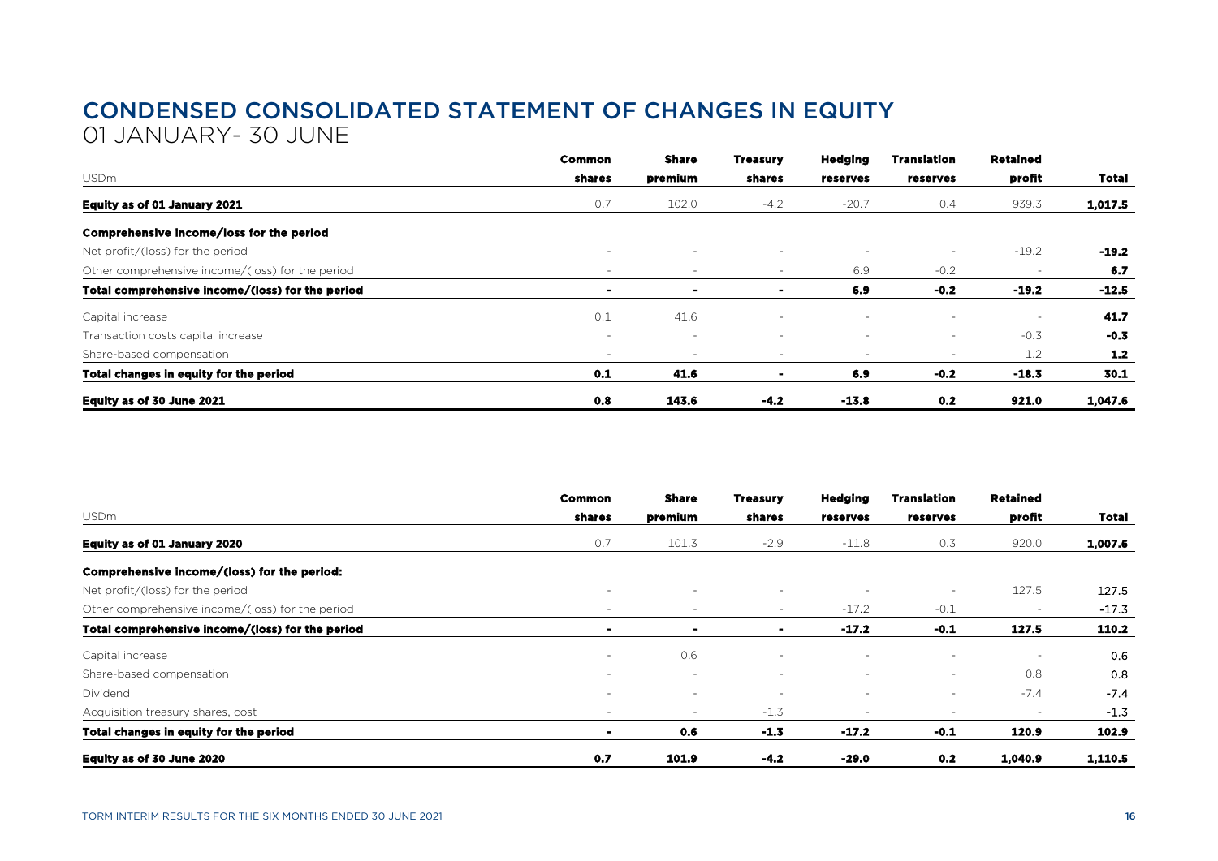# CONDENSED CONSOLIDATED STATEMENT OF CHANGES IN EQUITY

01 JANUARY- 30 JUNE

| USDm | Common shares | Share premium | Treasury shares | Hedging reserves | Translation reserves | Retained profit | Total |
|---|---|---|---|---|---|---|---|
| **Equity as of 01 January 2021** | 0.7 | 102.0 | -4.2 | -20.7 | 0.4 | 939.3 | **1,017.5** |
| **Comprehensive income/loss for the period** | | | | | | | |
| Net profit/(loss) for the period | - | - | - | - | - | -19.2 | **-19.2** |
| Other comprehensive income/(loss) for the period | - | - | - | 6.9 | -0.2 | - | **6.7** |
| **Total comprehensive income/(loss) for the period** | **-** | **-** | **-** | **6.9** | **-0.2** | **-19.2** | **-12.5** |
| Capital increase | 0.1 | 41.6 | - | - | - | - | **41.7** |
| Transaction costs capital increase | - | - | - | - | - | -0.3 | **-0.3** |
| Share-based compensation | - | - | - | - | - | 1.2 | **1.2** |
| **Total changes in equity for the period** | **0.1** | **41.6** | **-** | **6.9** | **-0.2** | **-18.3** | **30.1** |
| **Equity as of 30 June 2021** | **0.8** | **143.6** | **-4.2** | **-13.8** | **0.2** | **921.0** | **1,047.6** |

| USDm | Common shares | Share premium | Treasury shares | Hedging reserves | Translation reserves | Retained profit | Total |
|---|---|---|---|---|---|---|---|
| **Equity as of 01 January 2020** | 0.7 | 101.3 | -2.9 | -11.8 | 0.3 | 920.0 | **1,007.6** |
| **Comprehensive income/(loss) for the period:** | | | | | | | |
| Net profit/(loss) for the period | - | - | - | - | - | 127.5 | 127.5 |
| Other comprehensive income/(loss) for the period | - | - | - | -17.2 | -0.1 | - | -17.3 |
| **Total comprehensive income/(loss) for the period** | **-** | **-** | **-** | **-17.2** | **-0.1** | **127.5** | **110.2** |
| Capital increase | - | 0.6 | - | - | - | - | 0.6 |
| Share-based compensation | - | - | - | - | - | 0.8 | 0.8 |
| Dividend | - | - | - | - | - | -7.4 | -7.4 |
| Acquisition treasury shares, cost | - | - | -1.3 | - | - | - | -1.3 |
| **Total changes in equity for the period** | **-** | **0.6** | **-1.3** | **-17.2** | **-0.1** | **120.9** | **102.9** |
| **Equity as of 30 June 2020** | **0.7** | **101.9** | **-4.2** | **-29.0** | **0.2** | **1,040.9** | **1,110.5** |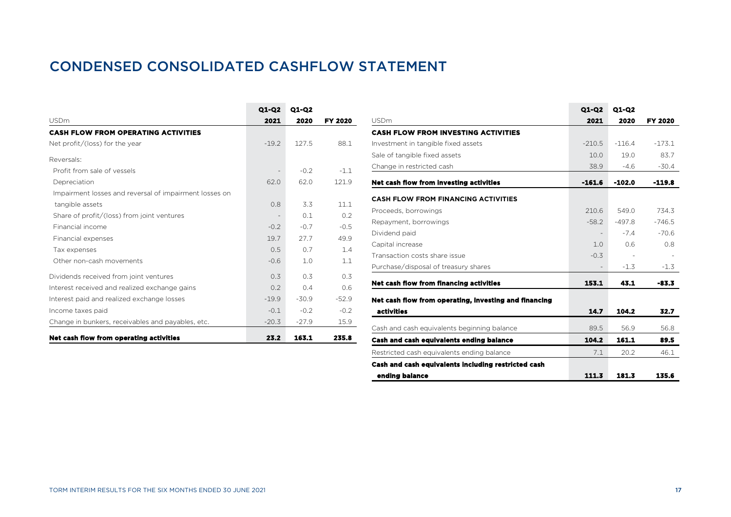# CONDENSED CONSOLIDATED CASHFLOW STATEMENT

| USDm | Q1-Q2 2021 | Q1-Q2 2020 | FY 2020 |
|---|---|---|---|
| **CASH FLOW FROM OPERATING ACTIVITIES** | | | |
| Net profit/(loss) for the year | -19.2 | 127.5 | 88.1 |
| Reversals: | | | |
| Profit from sale of vessels | - | -0.2 | -1.1 |
| Depreciation | 62.0 | 62.0 | 121.9 |
| Impairment losses and reversal of impairment losses on tangible assets | 0.8 | 3.3 | 11.1 |
| Share of profit/(loss) from joint ventures | - | 0.1 | 0.2 |
| Financial income | -0.2 | -0.7 | -0.5 |
| Financial expenses | 19.7 | 27.7 | 49.9 |
| Tax expenses | 0.5 | 0.7 | 1.4 |
| Other non-cash movements | -0.6 | 1.0 | 1.1 |
| Dividends received from joint ventures | 0.3 | 0.3 | 0.3 |
| Interest received and realized exchange gains | 0.2 | 0.4 | 0.6 |
| Interest paid and realized exchange losses | -19.9 | -30.9 | -52.9 |
| Income taxes paid | -0.1 | -0.2 | -0.2 |
| Change in bunkers, receivables and payables, etc. | -20.3 | -27.9 | 15.9 |
| **Net cash flow from operating activities** | **23.2** | **163.1** | **235.8** |

| USDm | Q1-Q2 2021 | Q1-Q2 2020 | FY 2020 |
|---|---|---|---|
| **CASH FLOW FROM INVESTING ACTIVITIES** | | | |
| Investment in tangible fixed assets | -210.5 | -116.4 | -173.1 |
| Sale of tangible fixed assets | 10.0 | 19.0 | 83.7 |
| Change in restricted cash | 38.9 | -4.6 | -30.4 |
| **Net cash flow from investing activities** | **-161.6** | **-102.0** | **-119.8** |
| **CASH FLOW FROM FINANCING ACTIVITIES** | | | |
| Proceeds, borrowings | 210.6 | 549.0 | 734.3 |
| Repayment, borrowings | -58.2 | -497.8 | -746.5 |
| Dividend paid | - | -7.4 | -70.6 |
| Capital increase | 1.0 | 0.6 | 0.8 |
| Transaction costs share issue | -0.3 | - | - |
| Purchase/disposal of treasury shares | - | -1.3 | -1.3 |
| **Net cash flow from financing activities** | **153.1** | **43.1** | **-83.3** |
| **Net cash flow from operating, investing and financing activities** | **14.7** | **104.2** | **32.7** |
| Cash and cash equivalents beginning balance | 89.5 | 56.9 | 56.8 |
| **Cash and cash equivalents ending balance** | **104.2** | **161.1** | **89.5** |
| Restricted cash equivalents ending balance | 7.1 | 20.2 | 46.1 |
| **Cash and cash equivalents including restricted cash ending balance** | **111.3** | **181.3** | **135.6** |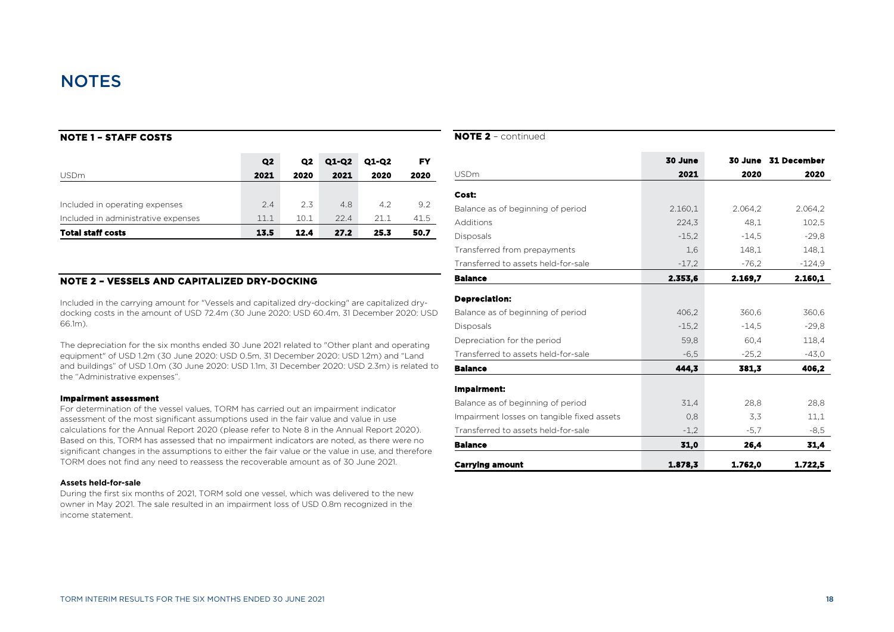# NOTES

## NOTE 1 – STAFF COSTS

| USDm | Q2 2021 | Q2 2020 | Q1-Q2 2021 | Q1-Q2 2020 | FY 2020 |
|---|---|---|---|---|---|
| Included in operating expenses | 2.4 | 2.3 | 4.8 | 4.2 | 9.2 |
| Included in administrative expenses | 11.1 | 10.1 | 22.4 | 21.1 | 41.5 |
| **Total staff costs** | **13.5** | **12.4** | **27.2** | **25.3** | **50.7** |

## NOTE 2 – VESSELS AND CAPITALIZED DRY-DOCKING

Included in the carrying amount for "Vessels and capitalized dry-docking" are capitalized dry-docking costs in the amount of USD 72.4m (30 June 2020: USD 60.4m, 31 December 2020: USD 66.1m).

The depreciation for the six months ended 30 June 2021 related to "Other plant and operating equipment" of USD 1.2m (30 June 2020: USD 0.5m, 31 December 2020: USD 1.2m) and "Land and buildings" of USD 1.0m (30 June 2020: USD 1.1m, 31 December 2020: USD 2.3m) is related to the "Administrative expenses".

**Impairment assessment**

For determination of the vessel values, TORM has carried out an impairment indicator assessment of the most significant assumptions used in the fair value and value in use calculations for the Annual Report 2020 (please refer to Note 8 in the Annual Report 2020). Based on this, TORM has assessed that no impairment indicators are noted, as there were no significant changes in the assumptions to either the fair value or the value in use, and therefore TORM does not find any need to reassess the recoverable amount as of 30 June 2021.

**Assets held-for-sale**

During the first six months of 2021, TORM sold one vessel, which was delivered to the new owner in May 2021. The sale resulted in an impairment loss of USD 0.8m recognized in the income statement.

## NOTE 2 – continued

| USDm | 30 June 2021 | 30 June 2020 | 31 December 2020 |
|---|---|---|---|
| **Cost:** | | | |
| Balance as of beginning of period | 2.160,1 | 2.064,2 | 2.064,2 |
| Additions | 224,3 | 48,1 | 102,5 |
| Disposals | -15,2 | -14,5 | -29,8 |
| Transferred from prepayments | 1,6 | 148,1 | 148,1 |
| Transferred to assets held-for-sale | -17,2 | -76,2 | -124,9 |
| **Balance** | **2.353,6** | **2.169,7** | **2.160,1** |
| **Depreciation:** | | | |
| Balance as of beginning of period | 406,2 | 360,6 | 360,6 |
| Disposals | -15,2 | -14,5 | -29,8 |
| Depreciation for the period | 59,8 | 60,4 | 118,4 |
| Transferred to assets held-for-sale | -6,5 | -25,2 | -43,0 |
| **Balance** | **444,3** | **381,3** | **406,2** |
| **Impairment:** | | | |
| Balance as of beginning of period | 31,4 | 28,8 | 28,8 |
| Impairment losses on tangible fixed assets | 0,8 | 3,3 | 11,1 |
| Transferred to assets held-for-sale | -1,2 | -5,7 | -8,5 |
| **Balance** | **31,0** | **26,4** | **31,4** |
| **Carrying amount** | **1.878,3** | **1.762,0** | **1.722,5** |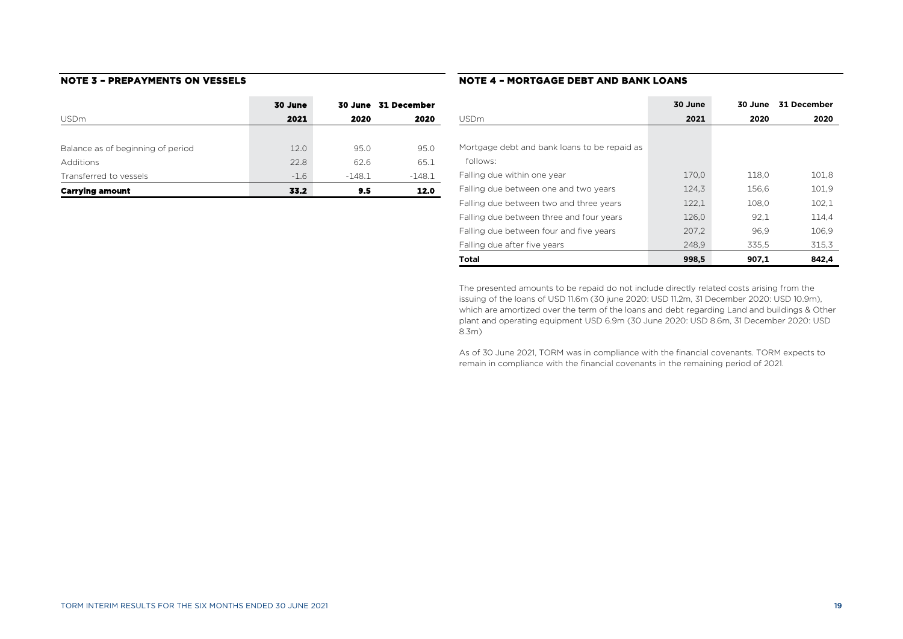## NOTE 3 – PREPAYMENTS ON VESSELS

| USDm | 30 June 2021 | 30 June 2020 | 31 December 2020 |
|---|---|---|---|
| Balance as of beginning of period | 12.0 | 95.0 | 95.0 |
| Additions | 22.8 | 62.6 | 65.1 |
| Transferred to vessels | -1.6 | -148.1 | -148.1 |
| **Carrying amount** | **33.2** | **9.5** | **12.0** |

## NOTE 4 – MORTGAGE DEBT AND BANK LOANS

| USDm | 30 June 2021 | 30 June 2020 | 31 December 2020 |
|---|---|---|---|
| Mortgage debt and bank loans to be repaid as follows: | | | |
| Falling due within one year | 170,0 | 118,0 | 101,8 |
| Falling due between one and two years | 124,3 | 156,6 | 101,9 |
| Falling due between two and three years | 122,1 | 108,0 | 102,1 |
| Falling due between three and four years | 126,0 | 92,1 | 114,4 |
| Falling due between four and five years | 207,2 | 96,9 | 106,9 |
| Falling due after five years | 248,9 | 335,5 | 315,3 |
| **Total** | **998,5** | **907,1** | **842,4** |

The presented amounts to be repaid do not include directly related costs arising from the issuing of the loans of USD 11.6m (30 june 2020: USD 11.2m, 31 December 2020: USD 10.9m), which are amortized over the term of the loans and debt regarding Land and buildings & Other plant and operating equipment USD 6.9m (30 June 2020: USD 8.6m, 31 December 2020: USD 8.3m)

As of 30 June 2021, TORM was in compliance with the financial covenants. TORM expects to remain in compliance with the financial covenants in the remaining period of 2021.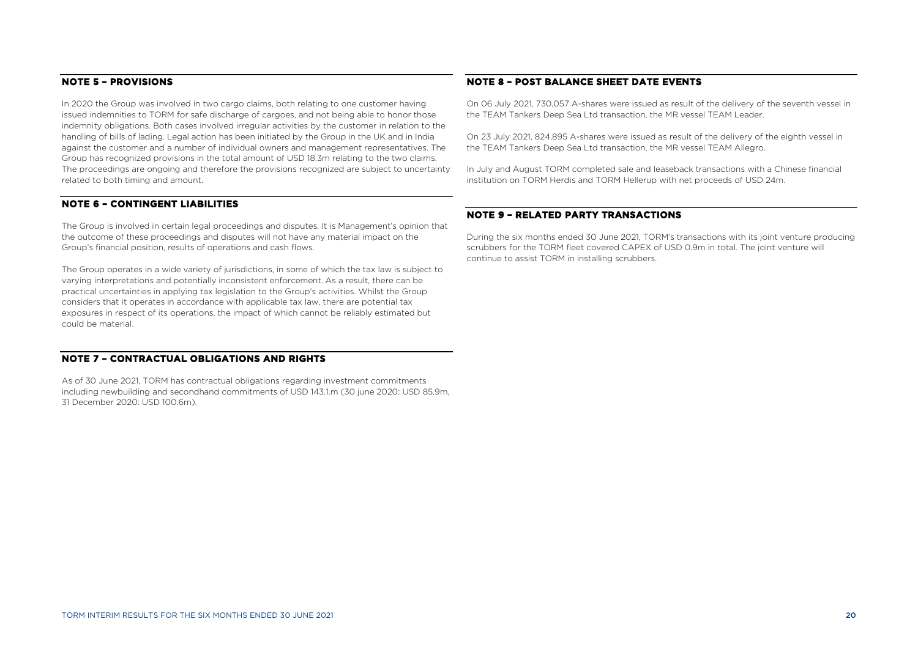## NOTE 5 – PROVISIONS

In 2020 the Group was involved in two cargo claims, both relating to one customer having issued indemnities to TORM for safe discharge of cargoes, and not being able to honor those indemnity obligations. Both cases involved irregular activities by the customer in relation to the handling of bills of lading. Legal action has been initiated by the Group in the UK and in India against the customer and a number of individual owners and management representatives. The Group has recognized provisions in the total amount of USD 18.3m relating to the two claims. The proceedings are ongoing and therefore the provisions recognized are subject to uncertainty related to both timing and amount.

## NOTE 6 – CONTINGENT LIABILITIES

The Group is involved in certain legal proceedings and disputes. It is Management's opinion that the outcome of these proceedings and disputes will not have any material impact on the Group's financial position, results of operations and cash flows.

The Group operates in a wide variety of jurisdictions, in some of which the tax law is subject to varying interpretations and potentially inconsistent enforcement. As a result, there can be practical uncertainties in applying tax legislation to the Group's activities. Whilst the Group considers that it operates in accordance with applicable tax law, there are potential tax exposures in respect of its operations, the impact of which cannot be reliably estimated but could be material.

## NOTE 7 – CONTRACTUAL OBLIGATIONS AND RIGHTS

As of 30 June 2021, TORM has contractual obligations regarding investment commitments including newbuilding and secondhand commitments of USD 143.1.m (30 june 2020: USD 85.9m, 31 December 2020: USD 100.6m).

## NOTE 8 – POST BALANCE SHEET DATE EVENTS

On 06 July 2021, 730,057 A-shares were issued as result of the delivery of the seventh vessel in the TEAM Tankers Deep Sea Ltd transaction, the MR vessel TEAM Leader.

On 23 July 2021, 824,895 A-shares were issued as result of the delivery of the eighth vessel in the TEAM Tankers Deep Sea Ltd transaction, the MR vessel TEAM Allegro.

In July and August TORM completed sale and leaseback transactions with a Chinese financial institution on TORM Herdis and TORM Hellerup with net proceeds of USD 24m.

## NOTE 9 – RELATED PARTY TRANSACTIONS

During the six months ended 30 June 2021, TORM's transactions with its joint venture producing scrubbers for the TORM fleet covered CAPEX of USD 0.9m in total. The joint venture will continue to assist TORM in installing scrubbers.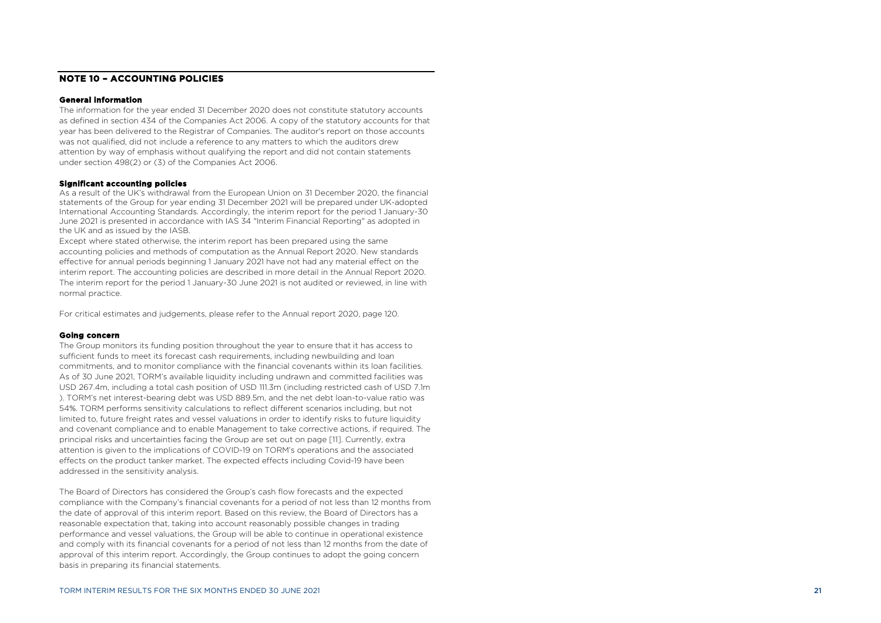## NOTE 10 – ACCOUNTING POLICIES

### General information

The information for the year ended 31 December 2020 does not constitute statutory accounts as defined in section 434 of the Companies Act 2006. A copy of the statutory accounts for that year has been delivered to the Registrar of Companies. The auditor's report on those accounts was not qualified, did not include a reference to any matters to which the auditors drew attention by way of emphasis without qualifying the report and did not contain statements under section 498(2) or (3) of the Companies Act 2006.

### Significant accounting policies

As a result of the UK's withdrawal from the European Union on 31 December 2020, the financial statements of the Group for year ending 31 December 2021 will be prepared under UK-adopted International Accounting Standards. Accordingly, the interim report for the period 1 January-30 June 2021 is presented in accordance with IAS 34 "Interim Financial Reporting" as adopted in the UK and as issued by the IASB.

Except where stated otherwise, the interim report has been prepared using the same accounting policies and methods of computation as the Annual Report 2020. New standards effective for annual periods beginning 1 January 2021 have not had any material effect on the interim report. The accounting policies are described in more detail in the Annual Report 2020. The interim report for the period 1 January-30 June 2021 is not audited or reviewed, in line with normal practice.

For critical estimates and judgements, please refer to the Annual report 2020, page 120.

### Going concern

The Group monitors its funding position throughout the year to ensure that it has access to sufficient funds to meet its forecast cash requirements, including newbuilding and loan commitments, and to monitor compliance with the financial covenants within its loan facilities. As of 30 June 2021, TORM's available liquidity including undrawn and committed facilities was USD 267.4m, including a total cash position of USD 111.3m (including restricted cash of USD 7.1m ). TORM's net interest-bearing debt was USD 889.5m, and the net debt loan-to-value ratio was 54%. TORM performs sensitivity calculations to reflect different scenarios including, but not limited to, future freight rates and vessel valuations in order to identify risks to future liquidity and covenant compliance and to enable Management to take corrective actions, if required. The principal risks and uncertainties facing the Group are set out on page [11]. Currently, extra attention is given to the implications of COVID-19 on TORM's operations and the associated effects on the product tanker market. The expected effects including Covid-19 have been addressed in the sensitivity analysis.

The Board of Directors has considered the Group's cash flow forecasts and the expected compliance with the Company's financial covenants for a period of not less than 12 months from the date of approval of this interim report. Based on this review, the Board of Directors has a reasonable expectation that, taking into account reasonably possible changes in trading performance and vessel valuations, the Group will be able to continue in operational existence and comply with its financial covenants for a period of not less than 12 months from the date of approval of this interim report. Accordingly, the Group continues to adopt the going concern basis in preparing its financial statements.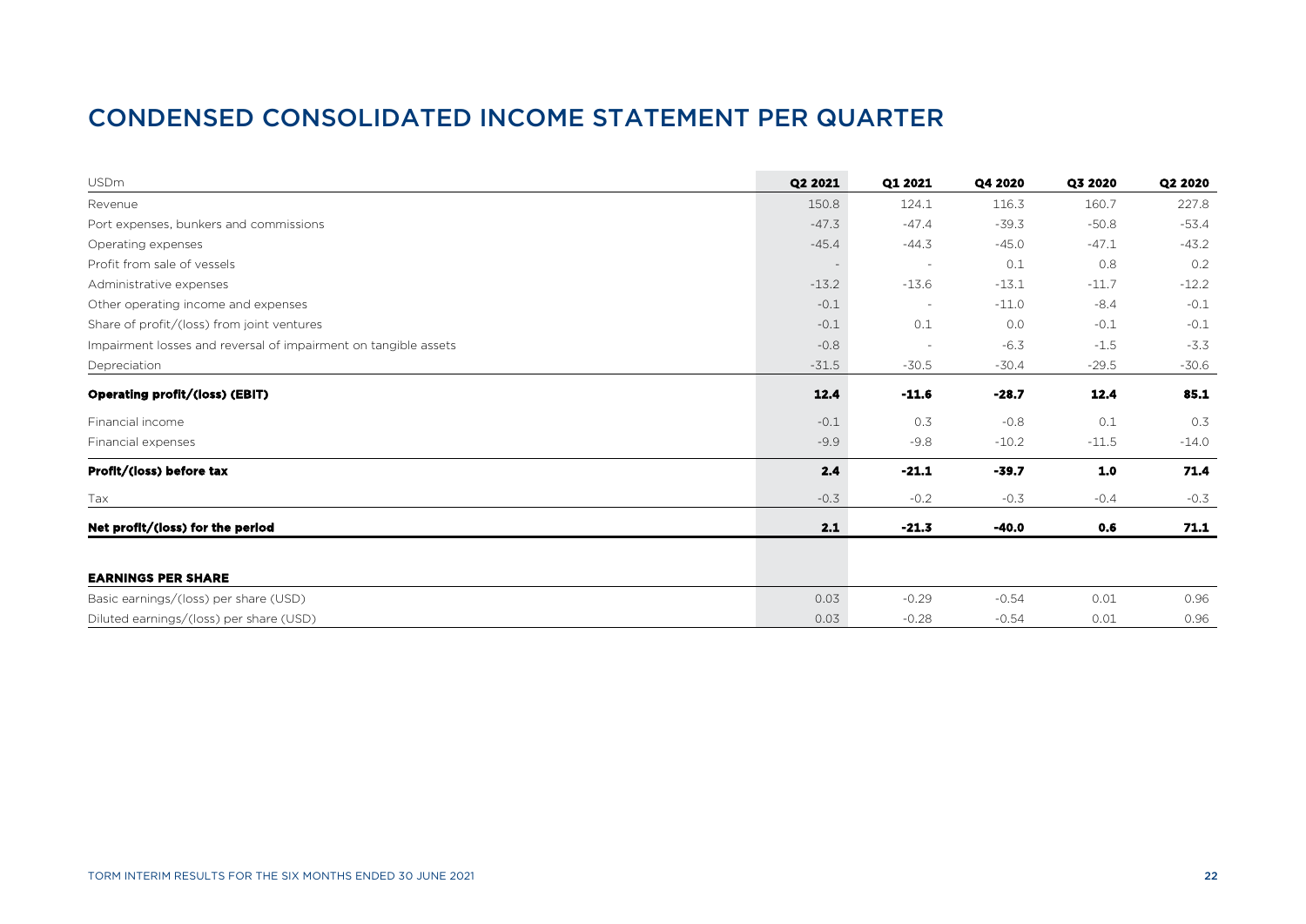# CONDENSED CONSOLIDATED INCOME STATEMENT PER QUARTER

| USDm | Q2 2021 | Q1 2021 | Q4 2020 | Q3 2020 | Q2 2020 |
|---|---|---|---|---|---|
| Revenue | 150.8 | 124.1 | 116.3 | 160.7 | 227.8 |
| Port expenses, bunkers and commissions | -47.3 | -47.4 | -39.3 | -50.8 | -53.4 |
| Operating expenses | -45.4 | -44.3 | -45.0 | -47.1 | -43.2 |
| Profit from sale of vessels | - | - | 0.1 | 0.8 | 0.2 |
| Administrative expenses | -13.2 | -13.6 | -13.1 | -11.7 | -12.2 |
| Other operating income and expenses | -0.1 | - | -11.0 | -8.4 | -0.1 |
| Share of profit/(loss) from joint ventures | -0.1 | 0.1 | 0.0 | -0.1 | -0.1 |
| Impairment losses and reversal of impairment on tangible assets | -0.8 | - | -6.3 | -1.5 | -3.3 |
| Depreciation | -31.5 | -30.5 | -30.4 | -29.5 | -30.6 |
| **Operating profit/(loss) (EBIT)** | **12.4** | **-11.6** | **-28.7** | **12.4** | **85.1** |
| Financial income | -0.1 | 0.3 | -0.8 | 0.1 | 0.3 |
| Financial expenses | -9.9 | -9.8 | -10.2 | -11.5 | -14.0 |
| **Profit/(loss) before tax** | **2.4** | **-21.1** | **-39.7** | **1.0** | **71.4** |
| Tax | -0.3 | -0.2 | -0.3 | -0.4 | -0.3 |
| **Net profit/(loss) for the period** | **2.1** | **-21.3** | **-40.0** | **0.6** | **71.1** |
| | | | | | |
| **EARNINGS PER SHARE** | | | | | |
| Basic earnings/(loss) per share (USD) | 0.03 | -0.29 | -0.54 | 0.01 | 0.96 |
| Diluted earnings/(loss) per share (USD) | 0.03 | -0.28 | -0.54 | 0.01 | 0.96 |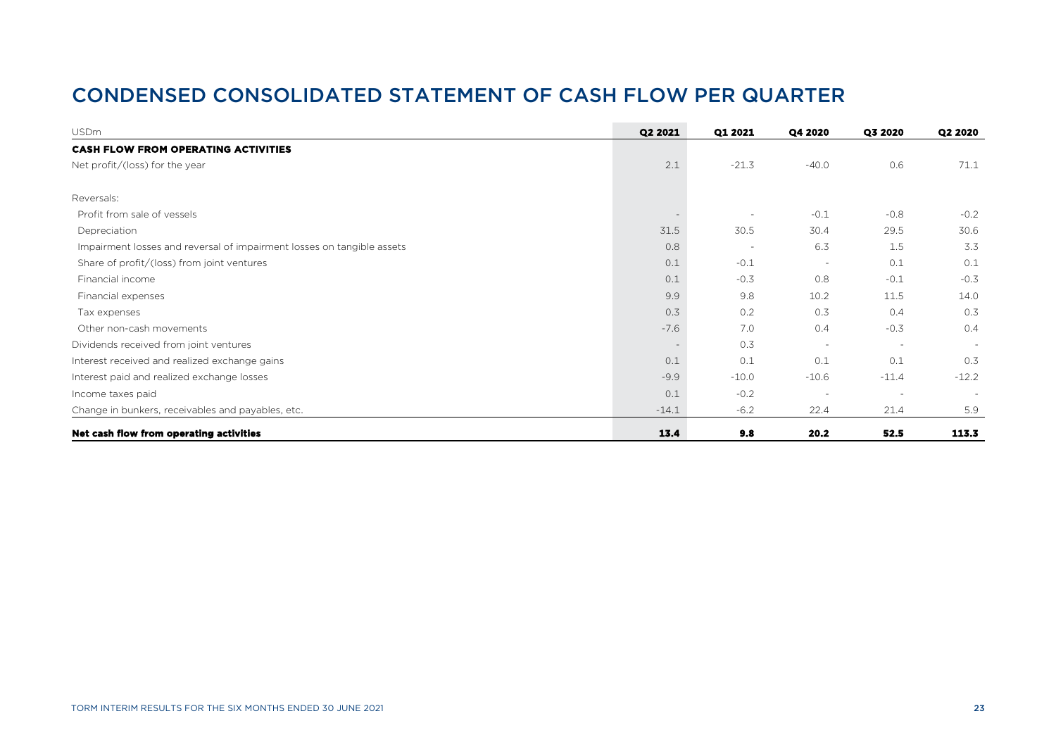# CONDENSED CONSOLIDATED STATEMENT OF CASH FLOW PER QUARTER

| USDm | Q2 2021 | Q1 2021 | Q4 2020 | Q3 2020 | Q2 2020 |
|---|---|---|---|---|---|
| **CASH FLOW FROM OPERATING ACTIVITIES** | | | | | |
| Net profit/(loss) for the year | 2.1 | -21.3 | -40.0 | 0.6 | 71.1 |
| | | | | | |
| Reversals: | | | | | |
| Profit from sale of vessels | - | - | -0.1 | -0.8 | -0.2 |
| Depreciation | 31.5 | 30.5 | 30.4 | 29.5 | 30.6 |
| Impairment losses and reversal of impairment losses on tangible assets | 0.8 | - | 6.3 | 1.5 | 3.3 |
| Share of profit/(loss) from joint ventures | 0.1 | -0.1 | - | 0.1 | 0.1 |
| Financial income | 0.1 | -0.3 | 0.8 | -0.1 | -0.3 |
| Financial expenses | 9.9 | 9.8 | 10.2 | 11.5 | 14.0 |
| Tax expenses | 0.3 | 0.2 | 0.3 | 0.4 | 0.3 |
| Other non-cash movements | -7.6 | 7.0 | 0.4 | -0.3 | 0.4 |
| Dividends received from joint ventures | - | 0.3 | - | - | - |
| Interest received and realized exchange gains | 0.1 | 0.1 | 0.1 | 0.1 | 0.3 |
| Interest paid and realized exchange losses | -9.9 | -10.0 | -10.6 | -11.4 | -12.2 |
| Income taxes paid | 0.1 | -0.2 | - | - | - |
| Change in bunkers, receivables and payables, etc. | -14.1 | -6.2 | 22.4 | 21.4 | 5.9 |
| **Net cash flow from operating activities** | **13.4** | **9.8** | **20.2** | **52.5** | **113.3** |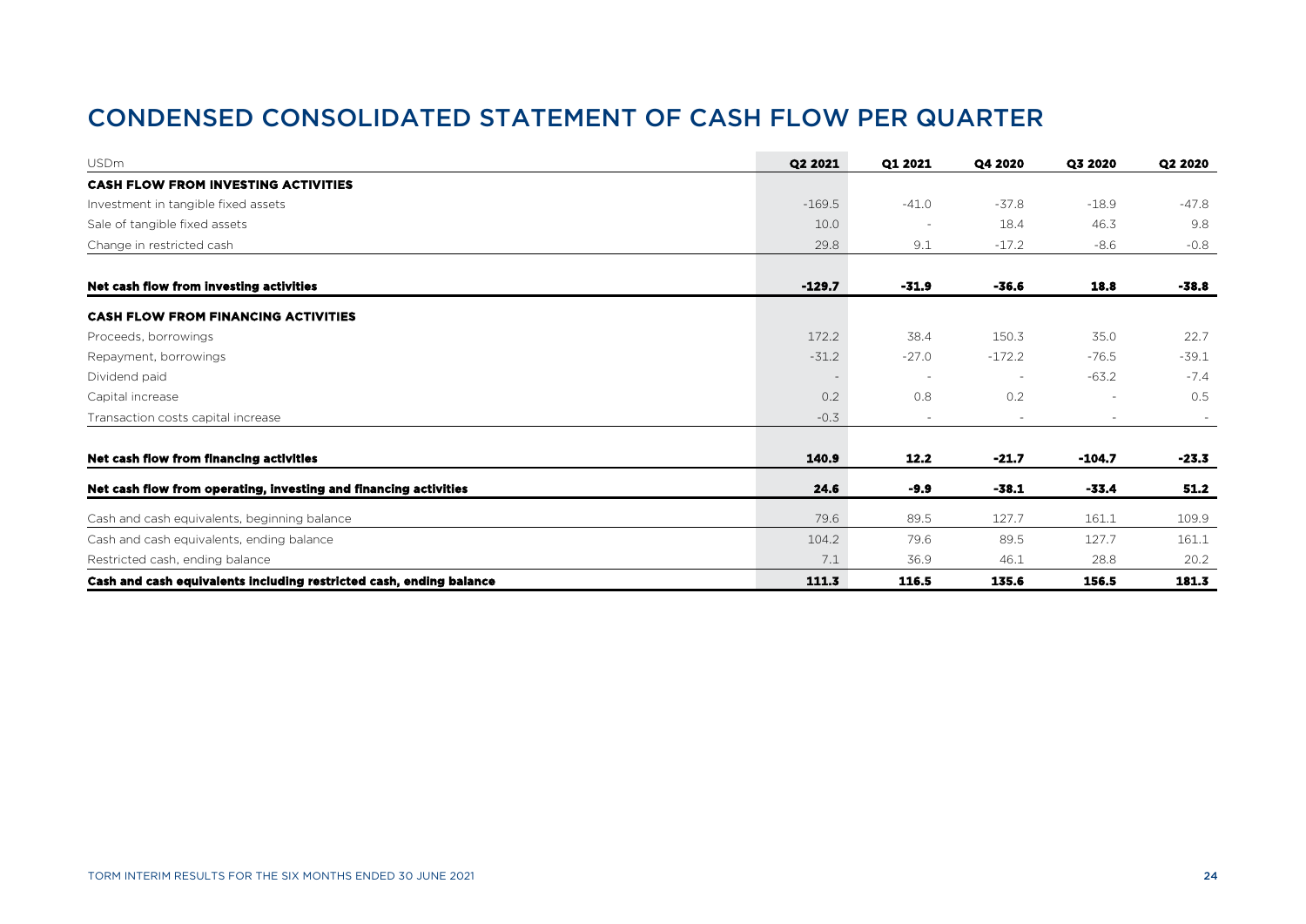# CONDENSED CONSOLIDATED STATEMENT OF CASH FLOW PER QUARTER

| USDm | Q2 2021 | Q1 2021 | Q4 2020 | Q3 2020 | Q2 2020 |
|---|---|---|---|---|---|
| **CASH FLOW FROM INVESTING ACTIVITIES** | | | | | |
| Investment in tangible fixed assets | -169.5 | -41.0 | -37.8 | -18.9 | -47.8 |
| Sale of tangible fixed assets | 10.0 | - | 18.4 | 46.3 | 9.8 |
| Change in restricted cash | 29.8 | 9.1 | -17.2 | -8.6 | -0.8 |
| **Net cash flow from investing activities** | **-129.7** | **-31.9** | **-36.6** | **18.8** | **-38.8** |
| **CASH FLOW FROM FINANCING ACTIVITIES** | | | | | |
| Proceeds, borrowings | 172.2 | 38.4 | 150.3 | 35.0 | 22.7 |
| Repayment, borrowings | -31.2 | -27.0 | -172.2 | -76.5 | -39.1 |
| Dividend paid | - | - | - | -63.2 | -7.4 |
| Capital increase | 0.2 | 0.8 | 0.2 | - | 0.5 |
| Transaction costs capital increase | -0.3 | - | - | - | - |
| **Net cash flow from financing activities** | **140.9** | **12.2** | **-21.7** | **-104.7** | **-23.3** |
| **Net cash flow from operating, investing and financing activities** | **24.6** | **-9.9** | **-38.1** | **-33.4** | **51.2** |
| Cash and cash equivalents, beginning balance | 79.6 | 89.5 | 127.7 | 161.1 | 109.9 |
| Cash and cash equivalents, ending balance | 104.2 | 79.6 | 89.5 | 127.7 | 161.1 |
| Restricted cash, ending balance | 7.1 | 36.9 | 46.1 | 28.8 | 20.2 |
| **Cash and cash equivalents including restricted cash, ending balance** | **111.3** | **116.5** | **135.6** | **156.5** | **181.3** |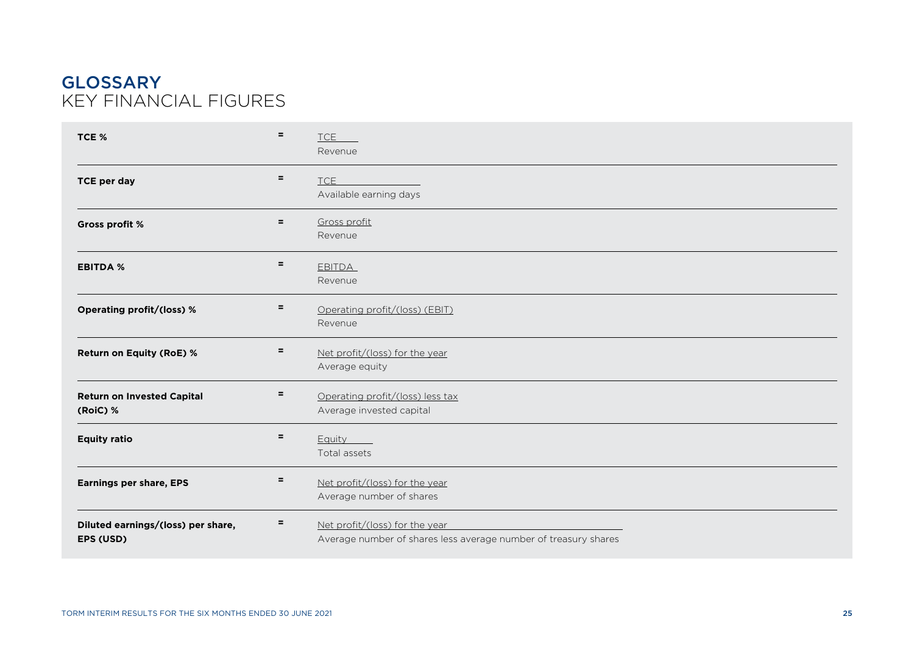# GLOSSARY

## KEY FINANCIAL FIGURES

| | | |
|---|---|---|
| **TCE %** | = | $\frac{\text{TCE}}{\text{Revenue}}$ |
| **TCE per day** | = | $\frac{\text{TCE}}{\text{Available earning days}}$ |
| **Gross profit %** | = | $\frac{\text{Gross profit}}{\text{Revenue}}$ |
| **EBITDA %** | = | $\frac{\text{EBITDA}}{\text{Revenue}}$ |
| **Operating profit/(loss) %** | = | $\frac{\text{Operating profit/(loss) (EBIT)}}{\text{Revenue}}$ |
| **Return on Equity (RoE) %** | = | $\frac{\text{Net profit/(loss) for the year}}{\text{Average equity}}$ |
| **Return on Invested Capital (RoiC) %** | = | $\frac{\text{Operating profit/(loss) less tax}}{\text{Average invested capital}}$ |
| **Equity ratio** | = | $\frac{\text{Equity}}{\text{Total assets}}$ |
| **Earnings per share, EPS** | = | $\frac{\text{Net profit/(loss) for the year}}{\text{Average number of shares}}$ |
| **Diluted earnings/(loss) per share, EPS (USD)** | = | $\frac{\text{Net profit/(loss) for the year}}{\text{Average number of shares less average number of treasury shares}}$ |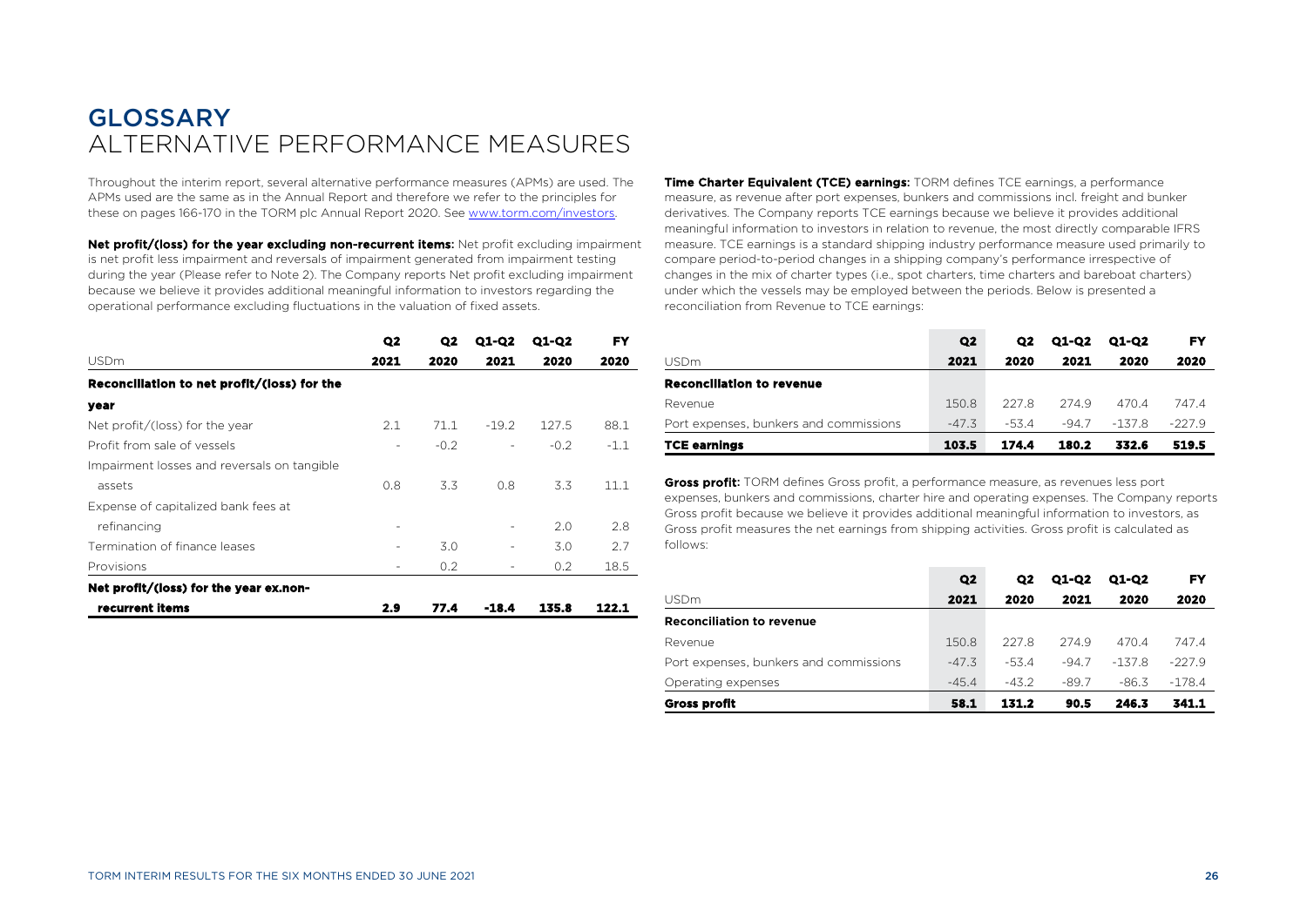# GLOSSARY

## ALTERNATIVE PERFORMANCE MEASURES

Throughout the interim report, several alternative performance measures (APMs) are used. The APMs used are the same as in the Annual Report and therefore we refer to the principles for these on pages 166-170 in the TORM plc Annual Report 2020. See www.torm.com/investors.

**Net profit/(loss) for the year excluding non-recurrent items:** Net profit excluding impairment is net profit less impairment and reversals of impairment generated from impairment testing during the year (Please refer to Note 2). The Company reports Net profit excluding impairment because we believe it provides additional meaningful information to investors regarding the operational performance excluding fluctuations in the valuation of fixed assets.

| USDm | Q2 2021 | Q2 2020 | Q1-Q2 2021 | Q1-Q2 2020 | FY 2020 |
|---|---|---|---|---|---|
| **Reconciliation to net profit/(loss) for the year** | | | | | |
| Net profit/(loss) for the year | 2.1 | 71.1 | -19.2 | 127.5 | 88.1 |
| Profit from sale of vessels | - | -0.2 | - | -0.2 | -1.1 |
| Impairment losses and reversals on tangible assets | 0.8 | 3.3 | 0.8 | 3.3 | 11.1 |
| Expense of capitalized bank fees at refinancing | - | | - | 2.0 | 2.8 |
| Termination of finance leases | - | 3.0 | - | 3.0 | 2.7 |
| Provisions | - | 0.2 | - | 0.2 | 18.5 |
| **Net profit/(loss) for the year ex.non-recurrent items** | **2.9** | **77.4** | **-18.4** | **135.8** | **122.1** |

**Time Charter Equivalent (TCE) earnings:** TORM defines TCE earnings, a performance measure, as revenue after port expenses, bunkers and commissions incl. freight and bunker derivatives. The Company reports TCE earnings because we believe it provides additional meaningful information to investors in relation to revenue, the most directly comparable IFRS measure. TCE earnings is a standard shipping industry performance measure used primarily to compare period-to-period changes in a shipping company's performance irrespective of changes in the mix of charter types (i.e., spot charters, time charters and bareboat charters) under which the vessels may be employed between the periods. Below is presented a reconciliation from Revenue to TCE earnings:

| USDm | Q2 2021 | Q2 2020 | Q1-Q2 2021 | Q1-Q2 2020 | FY 2020 |
|---|---|---|---|---|---|
| **Reconciliation to revenue** | | | | | |
| Revenue | 150.8 | 227.8 | 274.9 | 470.4 | 747.4 |
| Port expenses, bunkers and commissions | -47.3 | -53.4 | -94.7 | -137.8 | -227.9 |
| **TCE earnings** | **103.5** | **174.4** | **180.2** | **332.6** | **519.5** |

**Gross profit:** TORM defines Gross profit, a performance measure, as revenues less port expenses, bunkers and commissions, charter hire and operating expenses. The Company reports Gross profit because we believe it provides additional meaningful information to investors, as Gross profit measures the net earnings from shipping activities. Gross profit is calculated as follows:

| USDm | Q2 2021 | Q2 2020 | Q1-Q2 2021 | Q1-Q2 2020 | FY 2020 |
|---|---|---|---|---|---|
| **Reconciliation to revenue** | | | | | |
| Revenue | 150.8 | 227.8 | 274.9 | 470.4 | 747.4 |
| Port expenses, bunkers and commissions | -47.3 | -53.4 | -94.7 | -137.8 | -227.9 |
| Operating expenses | -45.4 | -43.2 | -89.7 | -86.3 | -178.4 |
| **Gross profit** | **58.1** | **131.2** | **90.5** | **246.3** | **341.1** |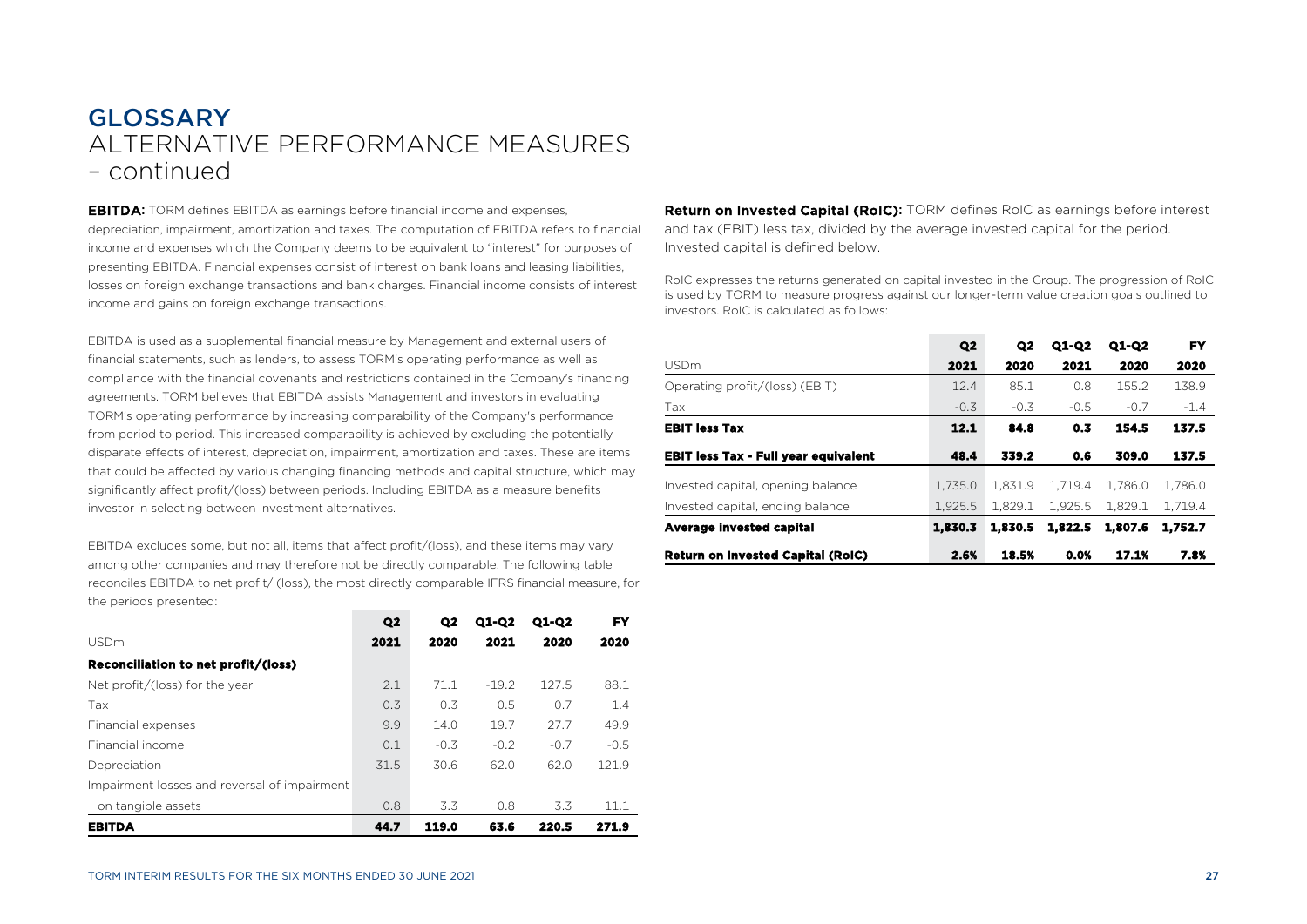# GLOSSARY

## ALTERNATIVE PERFORMANCE MEASURES – continued

**EBITDA:** TORM defines EBITDA as earnings before financial income and expenses, depreciation, impairment, amortization and taxes. The computation of EBITDA refers to financial income and expenses which the Company deems to be equivalent to "interest" for purposes of presenting EBITDA. Financial expenses consist of interest on bank loans and leasing liabilities, losses on foreign exchange transactions and bank charges. Financial income consists of interest income and gains on foreign exchange transactions.

EBITDA is used as a supplemental financial measure by Management and external users of financial statements, such as lenders, to assess TORM's operating performance as well as compliance with the financial covenants and restrictions contained in the Company's financing agreements. TORM believes that EBITDA assists Management and investors in evaluating TORM's operating performance by increasing comparability of the Company's performance from period to period. This increased comparability is achieved by excluding the potentially disparate effects of interest, depreciation, impairment, amortization and taxes. These are items that could be affected by various changing financing methods and capital structure, which may significantly affect profit/(loss) between periods. Including EBITDA as a measure benefits investor in selecting between investment alternatives.

EBITDA excludes some, but not all, items that affect profit/(loss), and these items may vary among other companies and may therefore not be directly comparable. The following table reconciles EBITDA to net profit/ (loss), the most directly comparable IFRS financial measure, for the periods presented:

| USDm | Q2 2021 | Q2 2020 | Q1-Q2 2021 | Q1-Q2 2020 | FY 2020 |
|---|---|---|---|---|---|
| **Reconciliation to net profit/(loss)** | | | | | |
| Net profit/(loss) for the year | 2.1 | 71.1 | -19.2 | 127.5 | 88.1 |
| Tax | 0.3 | 0.3 | 0.5 | 0.7 | 1.4 |
| Financial expenses | 9.9 | 14.0 | 19.7 | 27.7 | 49.9 |
| Financial income | 0.1 | -0.3 | -0.2 | -0.7 | -0.5 |
| Depreciation | 31.5 | 30.6 | 62.0 | 62.0 | 121.9 |
| Impairment losses and reversal of impairment on tangible assets | 0.8 | 3.3 | 0.8 | 3.3 | 11.1 |
| **EBITDA** | **44.7** | **119.0** | **63.6** | **220.5** | **271.9** |

**Return on Invested Capital (RoIC):** TORM defines RoIC as earnings before interest and tax (EBIT) less tax, divided by the average invested capital for the period. Invested capital is defined below.

RoIC expresses the returns generated on capital invested in the Group. The progression of RoIC is used by TORM to measure progress against our longer-term value creation goals outlined to investors. RoIC is calculated as follows:

| USDm | Q2 2021 | Q2 2020 | Q1-Q2 2021 | Q1-Q2 2020 | FY 2020 |
|---|---|---|---|---|---|
| Operating profit/(loss) (EBIT) | 12.4 | 85.1 | 0.8 | 155.2 | 138.9 |
| Tax | -0.3 | -0.3 | -0.5 | -0.7 | -1.4 |
| **EBIT less Tax** | **12.1** | **84.8** | **0.3** | **154.5** | **137.5** |
| **EBIT less Tax - Full year equivalent** | **48.4** | **339.2** | **0.6** | **309.0** | **137.5** |
| Invested capital, opening balance | 1,735.0 | 1,831.9 | 1,719.4 | 1,786.0 | 1,786.0 |
| Invested capital, ending balance | 1,925.5 | 1,829.1 | 1,925.5 | 1,829.1 | 1,719.4 |
| **Average invested capital** | **1,830.3** | **1,830.5** | **1,822.5** | **1,807.6** | **1,752.7** |
| **Return on Invested Capital (RoIC)** | **2.6%** | **18.5%** | **0.0%** | **17.1%** | **7.8%** |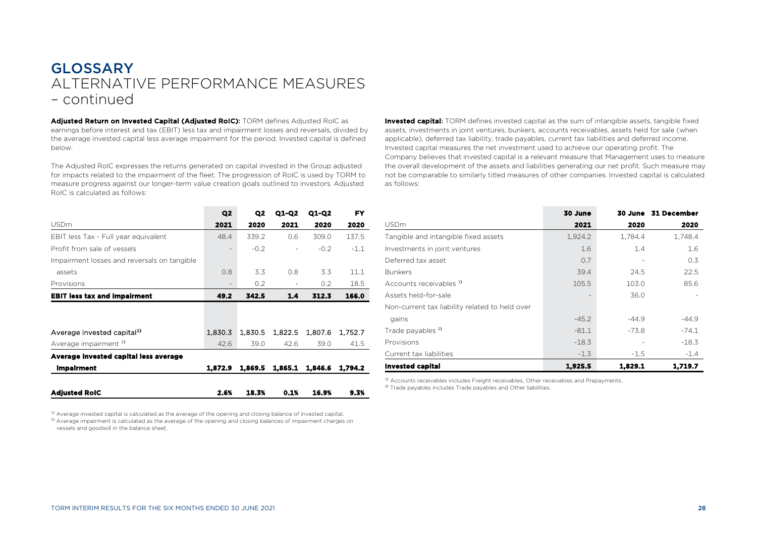# GLOSSARY

## ALTERNATIVE PERFORMANCE MEASURES – continued

**Adjusted Return on Invested Capital (Adjusted RoIC):** TORM defines Adjusted RoIC as earnings before interest and tax (EBIT) less tax and impairment losses and reversals, divided by the average invested capital less average impairment for the period. Invested capital is defined below.

The Adjusted RoIC expresses the returns generated on capital invested in the Group adjusted for impacts related to the impairment of the fleet. The progression of RoIC is used by TORM to measure progress against our longer-term value creation goals outlined to investors. Adjusted RoIC is calculated as follows:

| USDm | Q2 2021 | Q2 2020 | Q1-Q2 2021 | Q1-Q2 2020 | FY 2020 |
|---|---|---|---|---|---|
| EBIT less Tax - Full year equivalent | 48.4 | 339.2 | 0.6 | 309.0 | 137.5 |
| Profit from sale of vessels | - | -0.2 | - | -0.2 | -1.1 |
| Impairment losses and reversals on tangible assets | 0.8 | 3.3 | 0.8 | 3.3 | 11.1 |
| Provisions | - | 0.2 | - | 0.2 | 18.5 |
| **EBIT less tax and impairment** | **49.2** | **342.5** | **1.4** | **312.3** | **166.0** |
| | | | | | |
| Average invested capital[1] | 1,830.3 | 1,830.5 | 1,822.5 | 1,807.6 | 1,752.7 |
| Average impairment [2] | 42.6 | 39.0 | 42.6 | 39.0 | 41.5 |
| **Average invested capital less average impairment** | **1,872.9** | **1,869.5** | **1,865.1** | **1,846.6** | **1,794.2** |
| | | | | | |
| **Adjusted RoIC** | **2.6%** | **18.3%** | **0.1%** | **16.9%** | **9.3%** |

[1] Average invested capital is calculated as the average of the opening and closing balance of invested capital.
[2] Average impairment is calculated as the average of the opening and closing balances of impairment charges on vessels and goodwill in the balance sheet.

**Invested capital:** TORM defines invested capital as the sum of intangible assets, tangible fixed assets, investments in joint ventures, bunkers, accounts receivables, assets held for sale (when applicable), deferred tax liability, trade payables, current tax liabilities and deferred income. Invested capital measures the net investment used to achieve our operating profit. The Company believes that invested capital is a relevant measure that Management uses to measure the overall development of the assets and liabilities generating our net profit. Such measure may not be comparable to similarly titled measures of other companies. Invested capital is calculated as follows:

| USDm | 30 June 2021 | 30 June 2020 | 31 December 2020 |
|---|---|---|---|
| Tangible and intangible fixed assets | 1,924.2 | 1,784.4 | 1,748.4 |
| Investments in joint ventures | 1.6 | 1.4 | 1.6 |
| Deferred tax asset | 0.7 | - | 0.3 |
| Bunkers | 39.4 | 24.5 | 22.5 |
| Accounts receivables [1] | 105.5 | 103.0 | 85.6 |
| Assets held-for-sale | - | 36.0 | - |
| Non-current tax liability related to held over gains | -45.2 | -44.9 | -44.9 |
| Trade payables [2] | -81.1 | -73.8 | -74.1 |
| Provisions | -18.3 | - | -18.3 |
| Current tax liabilities | -1.3 | -1.5 | -1.4 |
| **Invested capital** | **1,925.5** | **1,829.1** | **1,719.7** |

[1] Accounts receivables includes Freight receivables, Other receivables and Prepayments.
[2] Trade payables includes Trade payables and Other liabilities.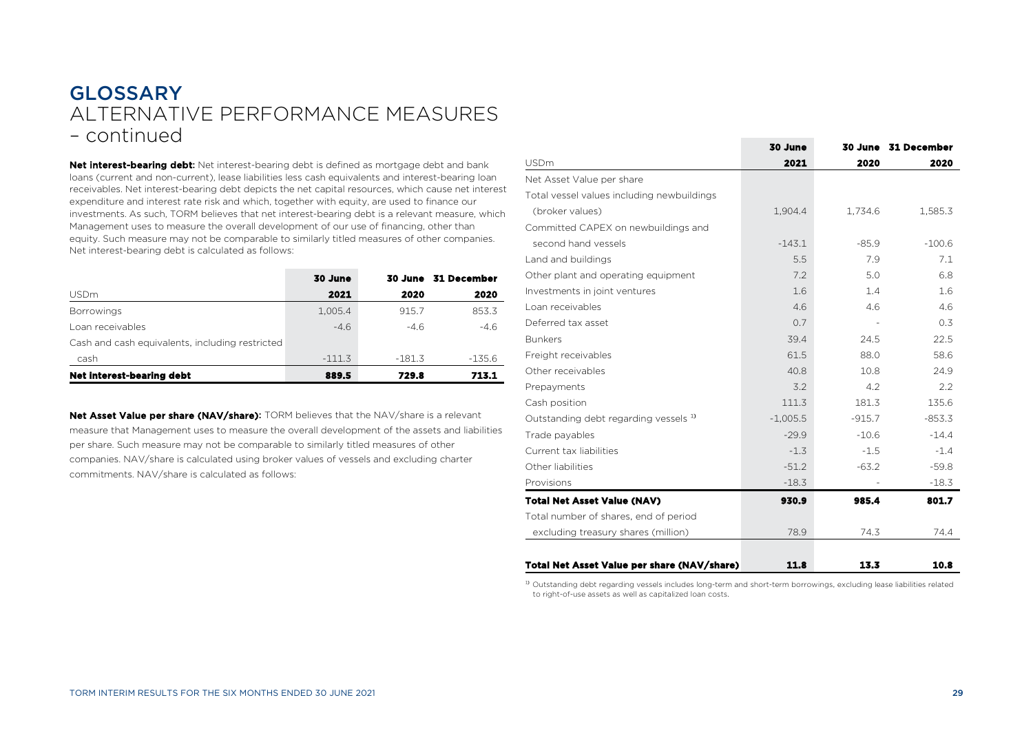# GLOSSARY

## ALTERNATIVE PERFORMANCE MEASURES – continued

**Net interest-bearing debt:** Net interest-bearing debt is defined as mortgage debt and bank loans (current and non-current), lease liabilities less cash equivalents and interest-bearing loan receivables. Net interest-bearing debt depicts the net capital resources, which cause net interest expenditure and interest rate risk and which, together with equity, are used to finance our investments. As such, TORM believes that net interest-bearing debt is a relevant measure, which Management uses to measure the overall development of our use of financing, other than equity. Such measure may not be comparable to similarly titled measures of other companies. Net interest-bearing debt is calculated as follows:

| USDm | 30 June 2021 | 30 June 2020 | 31 December 2020 |
|---|---|---|---|
| Borrowings | 1,005.4 | 915.7 | 853.3 |
| Loan receivables | -4.6 | -4.6 | -4.6 |
| Cash and cash equivalents, including restricted cash | -111.3 | -181.3 | -135.6 |
| **Net interest-bearing debt** | **889.5** | **729.8** | **713.1** |

**Net Asset Value per share (NAV/share):** TORM believes that the NAV/share is a relevant measure that Management uses to measure the overall development of the assets and liabilities per share. Such measure may not be comparable to similarly titled measures of other companies. NAV/share is calculated using broker values of vessels and excluding charter commitments. NAV/share is calculated as follows:

| USDm | 30 June 2021 | 30 June 2020 | 31 December 2020 |
|---|---|---|---|
| Net Asset Value per share | | | |
| Total vessel values including newbuildings (broker values) | 1,904.4 | 1,734.6 | 1,585.3 |
| Committed CAPEX on newbuildings and second hand vessels | -143.1 | -85.9 | -100.6 |
| Land and buildings | 5.5 | 7.9 | 7.1 |
| Other plant and operating equipment | 7.2 | 5.0 | 6.8 |
| Investments in joint ventures | 1.6 | 1.4 | 1.6 |
| Loan receivables | 4.6 | 4.6 | 4.6 |
| Deferred tax asset | 0.7 | - | 0.3 |
| Bunkers | 39.4 | 24.5 | 22.5 |
| Freight receivables | 61.5 | 88.0 | 58.6 |
| Other receivables | 40.8 | 10.8 | 24.9 |
| Prepayments | 3.2 | 4.2 | 2.2 |
| Cash position | 111.3 | 181.3 | 135.6 |
| Outstanding debt regarding vessels [1] | -1,005.5 | -915.7 | -853.3 |
| Trade payables | -29.9 | -10.6 | -14.4 |
| Current tax liabilities | -1.3 | -1.5 | -1.4 |
| Other liabilities | -51.2 | -63.2 | -59.8 |
| Provisions | -18.3 | - | -18.3 |
| **Total Net Asset Value (NAV)** | **930.9** | **985.4** | **801.7** |
| Total number of shares, end of period excluding treasury shares (million) | 78.9 | 74.3 | 74.4 |
| **Total Net Asset Value per share (NAV/share)** | **11.8** | **13.3** | **10.8** |

[1] Outstanding debt regarding vessels includes long-term and short-term borrowings, excluding lease liabilities related to right-of-use assets as well as capitalized loan costs.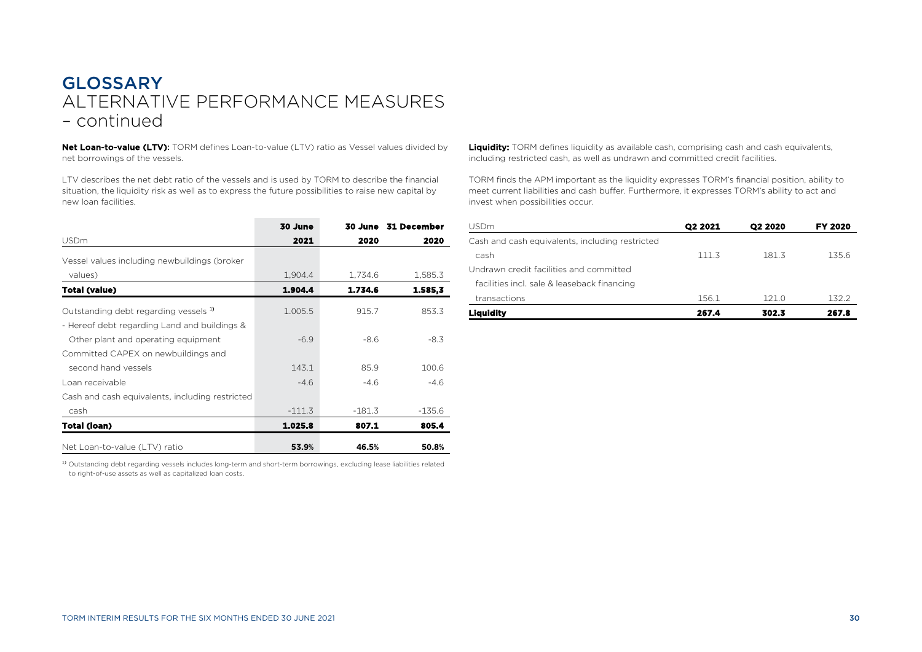# GLOSSARY

## ALTERNATIVE PERFORMANCE MEASURES – continued

**Net Loan-to-value (LTV):** TORM defines Loan-to-value (LTV) ratio as Vessel values divided by net borrowings of the vessels.

LTV describes the net debt ratio of the vessels and is used by TORM to describe the financial situation, the liquidity risk as well as to express the future possibilities to raise new capital by new loan facilities.

| USDm | 30 June 2021 | 30 June 2020 | 31 December 2020 |
|---|---|---|---|
| Vessel values including newbuildings (broker values) | 1,904.4 | 1,734.6 | 1,585.3 |
| **Total (value)** | **1.904.4** | **1.734.6** | **1.585,3** |
| Outstanding debt regarding vessels [1] | 1.005.5 | 915.7 | 853.3 |
| - Hereof debt regarding Land and buildings & Other plant and operating equipment | -6.9 | -8.6 | -8.3 |
| Committed CAPEX on newbuildings and second hand vessels | 143.1 | 85.9 | 100.6 |
| Loan receivable | -4.6 | -4.6 | -4.6 |
| Cash and cash equivalents, including restricted cash | -111.3 | -181.3 | -135.6 |
| **Total (loan)** | **1.025.8** | **807.1** | **805.4** |
| Net Loan-to-value (LTV) ratio | **53.9%** | **46.5%** | **50.8%** |

[1] Outstanding debt regarding vessels includes long-term and short-term borrowings, excluding lease liabilities related to right-of-use assets as well as capitalized loan costs.

**Liquidity:** TORM defines liquidity as available cash, comprising cash and cash equivalents, including restricted cash, as well as undrawn and committed credit facilities.

TORM finds the APM important as the liquidity expresses TORM's financial position, ability to meet current liabilities and cash buffer. Furthermore, it expresses TORM's ability to act and invest when possibilities occur.

| USDm | Q2 2021 | Q2 2020 | FY 2020 |
|---|---|---|---|
| Cash and cash equivalents, including restricted cash | 111.3 | 181.3 | 135.6 |
| Undrawn credit facilities and committed facilities incl. sale & leaseback financing transactions | 156.1 | 121.0 | 132.2 |
| **Liquidity** | **267.4** | **302.3** | **267.8** |